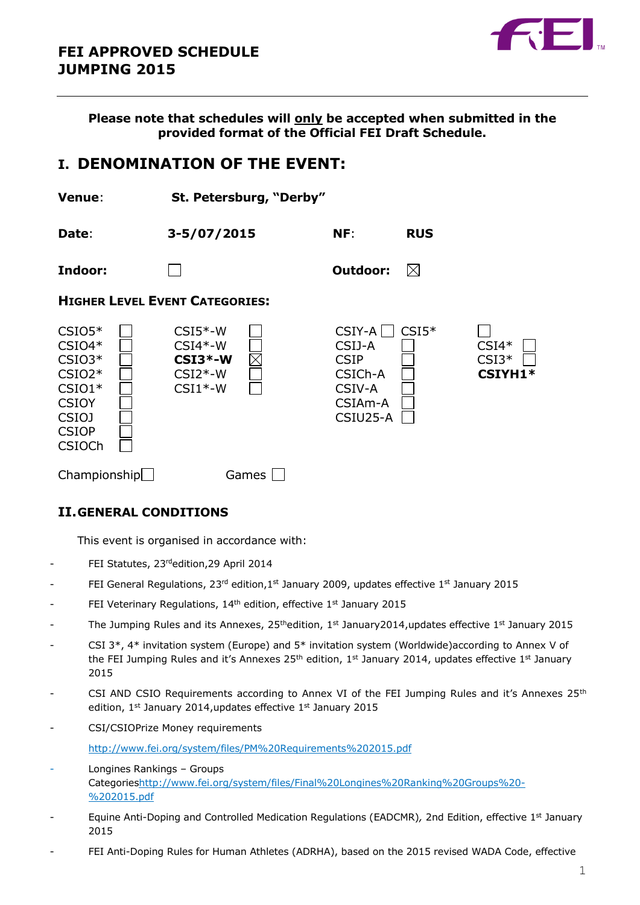# FEI APPROVED SCHEDULE JUMPING 2015

**Please note that schedules will only be accepted when submitted in the provided format of the Official FEI Draft Schedule.**

## I. DENOMINATION OF THE EVENT:

**Venue**: **St. Petersburg, "Derby"**

**Date**: **3-5/07/2015** **NF**: **RUS**

**Indoor**: ☐ **Outdoor**: ☒

### HIGHER LEVEL EVENT CATEGORIES:

| | | | | | | | |
|---|---|---|---|---|---|---|---|
| CSIO5* | ☐ | CSI5*-W | ☐ | CSIY-A | ☐ | CSI5* | ☐ |
| CSIO4* | ☐ | CSI4*-W | ☐ | CSIJ-A | ☐ | CSI4* | ☐ |
| CSIO3* | ☐ | **CSI3*-W** | ☒ | CSIP | ☐ | CSI3* | ☐ |
| CSIO2* | ☐ | CSI2*-W | ☐ | CSICh-A | ☐ | **CSIYH1*** | |
| CSIO1* | ☐ | CSI1*-W | ☐ | CSIV-A | ☐ | | |
| CSIOY | ☐ | | | CSIAm-A | ☐ | | |
| CSIOJ | ☐ | | | CSIU25-A | ☐ | | |
| CSIOP | ☐ | | | | | | |
| CSIOCh | ☐ | | | | | | |

Championship ☐ Games ☐

## II. GENERAL CONDITIONS

This event is organised in accordance with:

- FEI Statutes, 23rd edition, 29 April 2014
- FEI General Regulations, 23rd edition, 1st January 2009, updates effective 1st January 2015
- FEI Veterinary Regulations, 14th edition, effective 1st January 2015
- The Jumping Rules and its Annexes, 25th edition, 1st January 2014, updates effective 1st January 2015
- CSI 3*, 4* invitation system (Europe) and 5* invitation system (Worldwide) according to Annex V of the FEI Jumping Rules and it's Annexes 25th edition, 1st January 2014, updates effective 1st January 2015
- CSI AND CSIO Requirements according to Annex VI of the FEI Jumping Rules and it's Annexes 25th edition, 1st January 2014, updates effective 1st January 2015
- CSI/CSIO Prize Money requirements

  http://www.fei.org/system/files/PM%20Requirements%202015.pdf
- Longines Rankings – Groups Categories http://www.fei.org/system/files/Final%20Longines%20Ranking%20Groups%20-%202015.pdf
- Equine Anti-Doping and Controlled Medication Regulations (EADCMR), 2nd Edition, effective 1st January 2015
- FEI Anti-Doping Rules for Human Athletes (ADRHA), based on the 2015 revised WADA Code, effective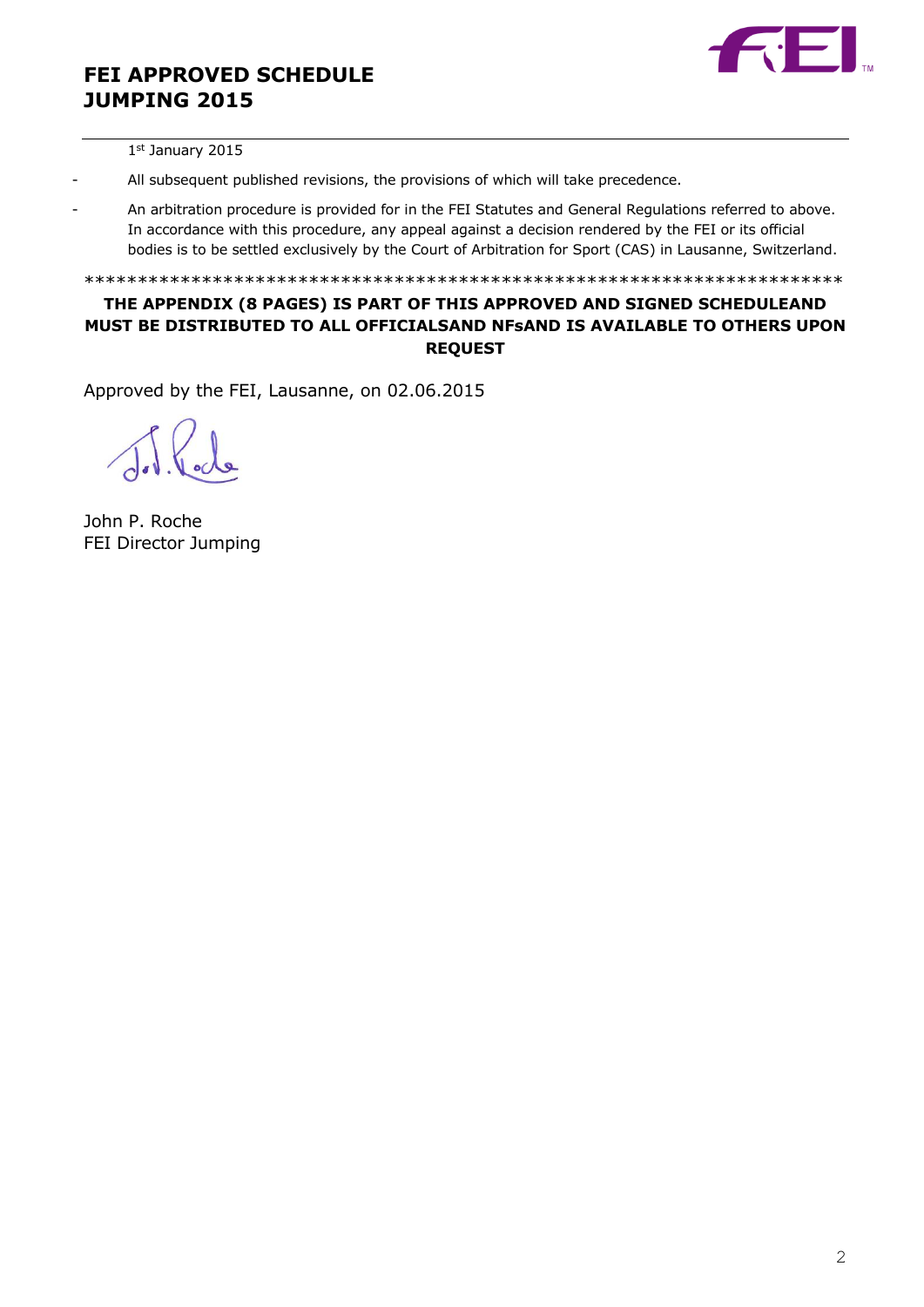## FEI APPROVED SCHEDULE JUMPING 2015

1st January 2015

- All subsequent published revisions, the provisions of which will take precedence.
- An arbitration procedure is provided for in the FEI Statutes and General Regulations referred to above. In accordance with this procedure, any appeal against a decision rendered by the FEI or its official bodies is to be settled exclusively by the Court of Arbitration for Sport (CAS) in Lausanne, Switzerland.

\*\*\*\*\*\*\*\*\*\*\*\*\*\*\*\*\*\*\*\*\*\*\*\*\*\*\*\*\*\*\*\*\*\*\*\*\*\*\*\*\*\*\*\*\*\*\*\*\*\*\*\*\*\*\*\*\*\*\*\*\*\*\*\*\*\*\*\*\*\*

**THE APPENDIX (8 PAGES) IS PART OF THIS APPROVED AND SIGNED SCHEDULEAND MUST BE DISTRIBUTED TO ALL OFFICIALSAND NFsAND IS AVAILABLE TO OTHERS UPON REQUEST**

Approved by the FEI, Lausanne, on 02.06.2015

John P. Roche
FEI Director Jumping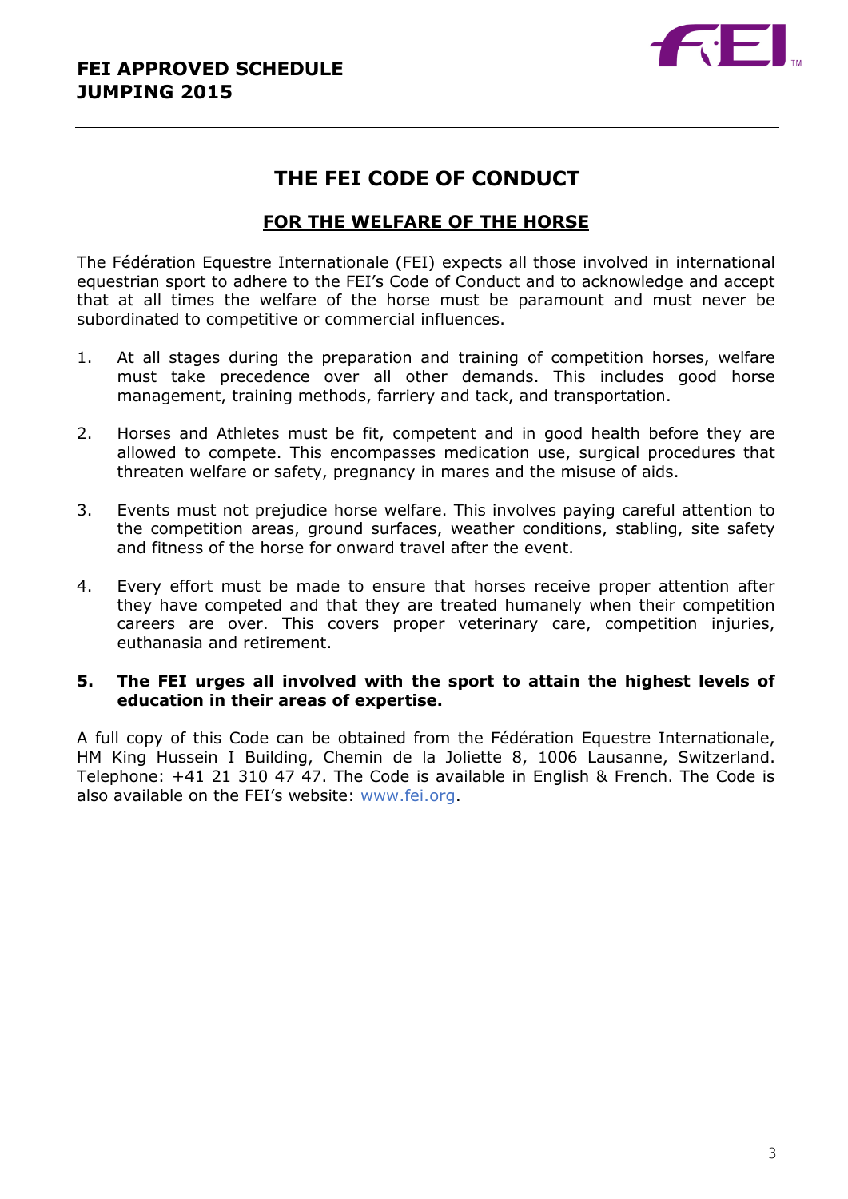# THE FEI CODE OF CONDUCT

## FOR THE WELFARE OF THE HORSE

The Fédération Equestre Internationale (FEI) expects all those involved in international equestrian sport to adhere to the FEI's Code of Conduct and to acknowledge and accept that at all times the welfare of the horse must be paramount and must never be subordinated to competitive or commercial influences.

1. At all stages during the preparation and training of competition horses, welfare must take precedence over all other demands. This includes good horse management, training methods, farriery and tack, and transportation.

2. Horses and Athletes must be fit, competent and in good health before they are allowed to compete. This encompasses medication use, surgical procedures that threaten welfare or safety, pregnancy in mares and the misuse of aids.

3. Events must not prejudice horse welfare. This involves paying careful attention to the competition areas, ground surfaces, weather conditions, stabling, site safety and fitness of the horse for onward travel after the event.

4. Every effort must be made to ensure that horses receive proper attention after they have competed and that they are treated humanely when their competition careers are over. This covers proper veterinary care, competition injuries, euthanasia and retirement.

5. **The FEI urges all involved with the sport to attain the highest levels of education in their areas of expertise.**

A full copy of this Code can be obtained from the Fédération Equestre Internationale, HM King Hussein I Building, Chemin de la Joliette 8, 1006 Lausanne, Switzerland. Telephone: +41 21 310 47 47. The Code is available in English & French. The Code is also available on the FEI's website: www.fei.org.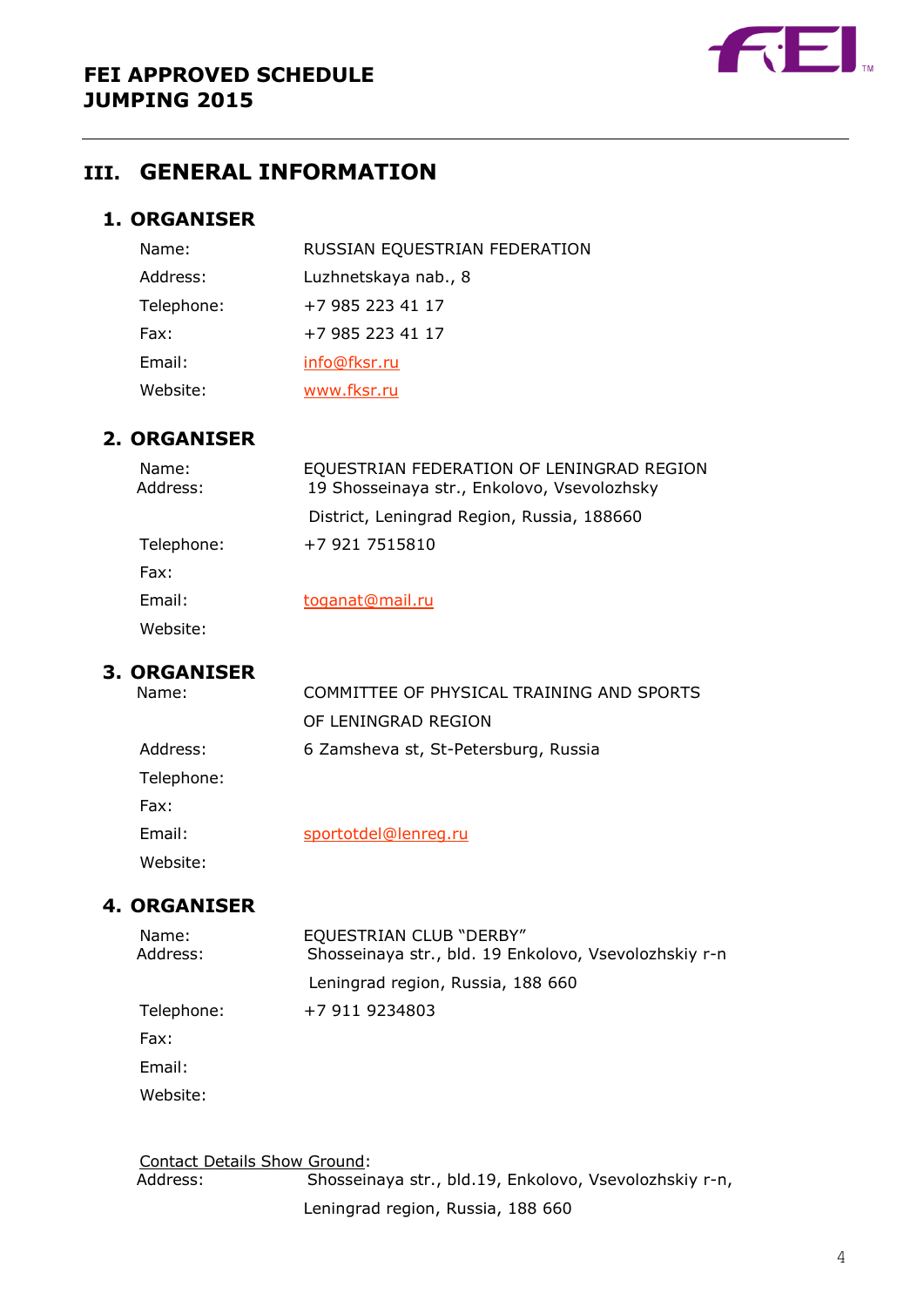# III. GENERAL INFORMATION

## 1. ORGANISER

| | |
|---|---|
| Name: | RUSSIAN EQUESTRIAN FEDERATION |
| Address: | Luzhnetskaya nab., 8 |
| Telephone: | +7 985 223 41 17 |
| Fax: | +7 985 223 41 17 |
| Email: | info@fksr.ru |
| Website: | www.fksr.ru |

## 2. ORGANISER

| | |
|---|---|
| Name: | EQUESTRIAN FEDERATION OF LENINGRAD REGION |
| Address: | 19 Shosseinaya str., Enkolovo, Vsevolozhsky District, Leningrad Region, Russia, 188660 |
| Telephone: | +7 921 7515810 |
| Fax: | |
| Email: | toganat@mail.ru |
| Website: | |

## 3. ORGANISER

| | |
|---|---|
| Name: | COMMITTEE OF PHYSICAL TRAINING AND SPORTS OF LENINGRAD REGION |
| Address: | 6 Zamsheva st, St-Petersburg, Russia |
| Telephone: | |
| Fax: | |
| Email: | sportotdel@lenreg.ru |
| Website: | |

## 4. ORGANISER

| | |
|---|---|
| Name: | EQUESTRIAN CLUB "DERBY" |
| Address: | Shosseinaya str., bld. 19 Enkolovo, Vsevolozhskiy r-n Leningrad region, Russia, 188 660 |
| Telephone: | +7 911 9234803 |
| Fax: | |
| Email: | |
| Website: | |

Contact Details Show Ground:

| | |
|---|---|
| Address: | Shosseinaya str., bld.19, Enkolovo, Vsevolozhskiy r-n, Leningrad region, Russia, 188 660 |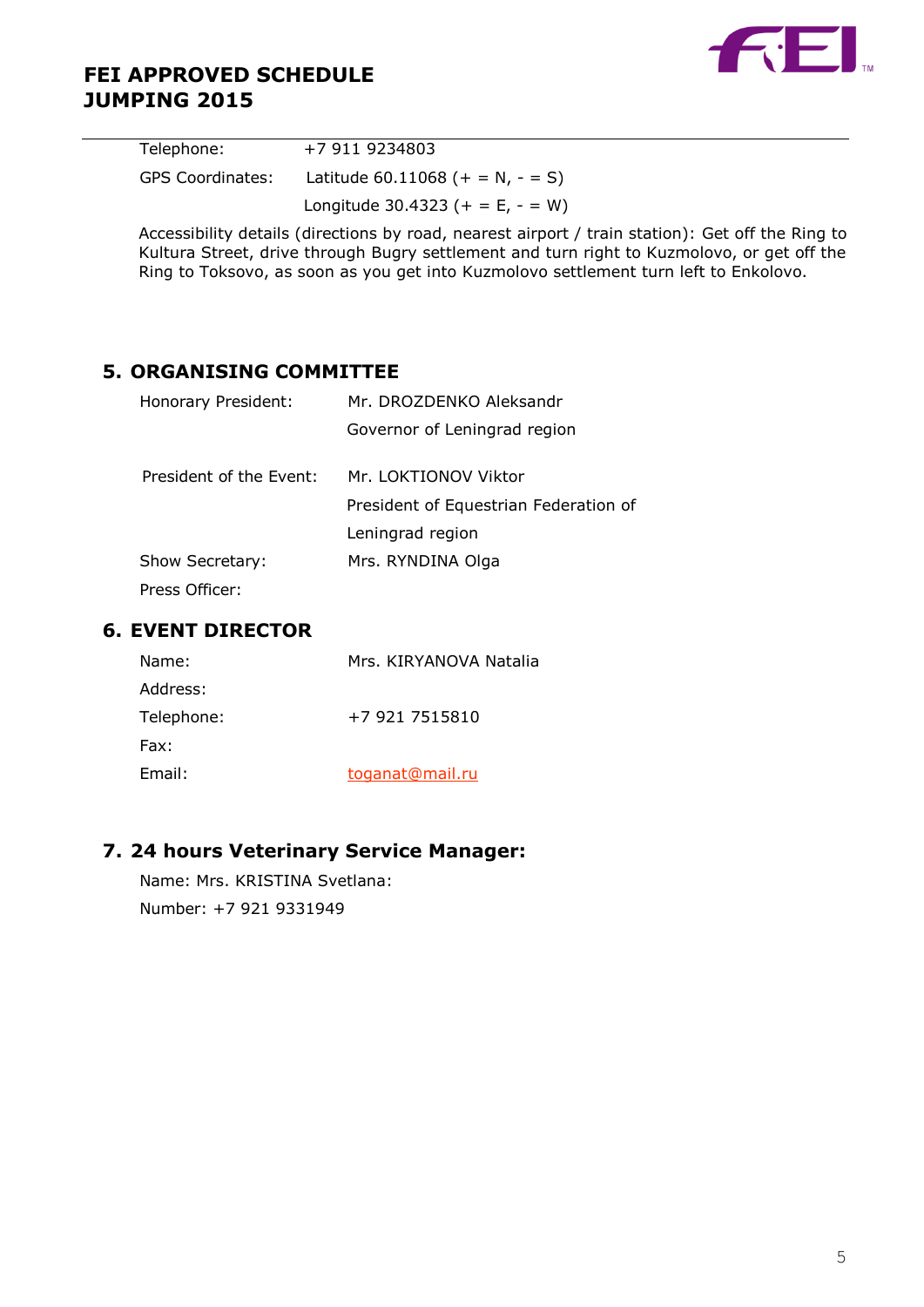| | |
|---|---|
| Telephone: | +7 911 9234803 |
| GPS Coordinates: | Latitude 60.11068 (+ = N, - = S) |
| | Longitude 30.4323 (+ = E, - = W) |

Accessibility details (directions by road, nearest airport / train station): Get off the Ring to Kultura Street, drive through Bugry settlement and turn right to Kuzmolovo, or get off the Ring to Toksovo, as soon as you get into Kuzmolovo settlement turn left to Enkolovo.

## 5. ORGANISING COMMITTEE

| | |
|---|---|
| Honorary President: | Mr. DROZDENKO Aleksandr<br>Governor of Leningrad region |
| President of the Event: | Mr. LOKTIONOV Viktor<br>President of Equestrian Federation of Leningrad region |
| Show Secretary: | Mrs. RYNDINA Olga |
| Press Officer: | |

## 6. EVENT DIRECTOR

| | |
|---|---|
| Name: | Mrs. KIRYANOVA Natalia |
| Address: | |
| Telephone: | +7 921 7515810 |
| Fax: | |
| Email: | toganat@mail.ru |

## 7. 24 hours Veterinary Service Manager:

Name: Mrs. KRISTINA Svetlana:

Number: +7 921 9331949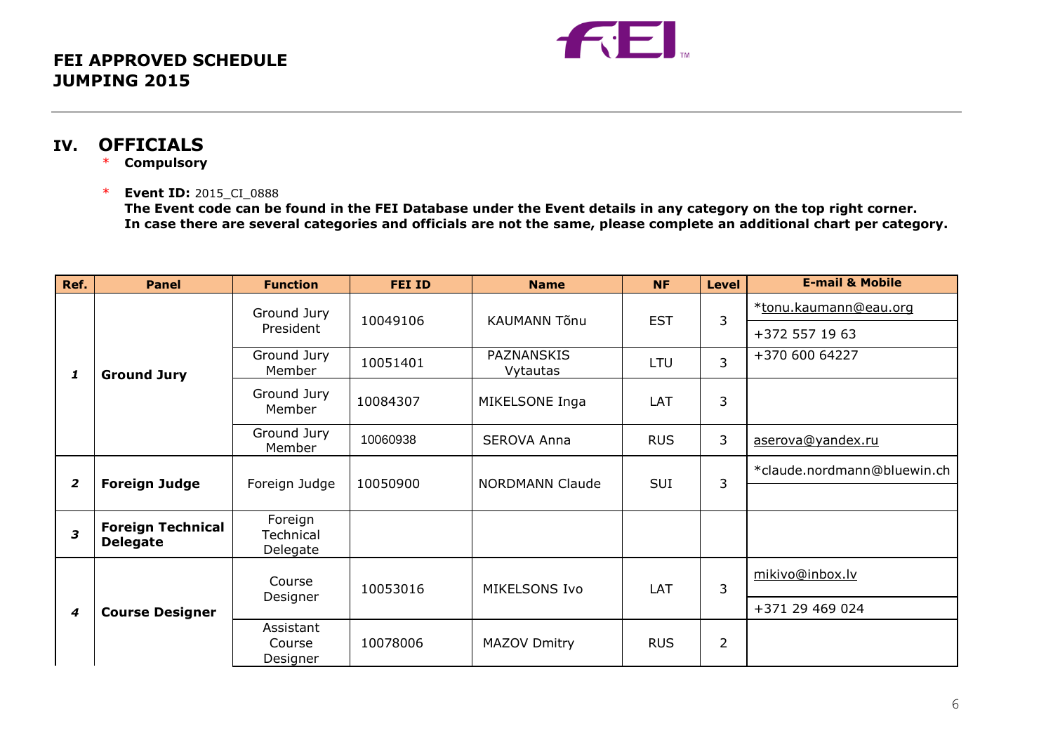## IV. OFFICIALS

\* **Compulsory**

\* **Event ID:** 2015_CI_0888
**The Event code can be found in the FEI Database under the Event details in any category on the top right corner.**
**In case there are several categories and officials are not the same, please complete an additional chart per category.**

| Ref. | Panel | Function | FEI ID | Name | NF | Level | E-mail & Mobile |
|---|---|---|---|---|---|---|---|
| *1* | **Ground Jury** | Ground Jury President | 10049106 | KAUMANN Tõnu | EST | 3 | *tonu.kaumann@eau.org<br>+372 557 19 63 |
| | | Ground Jury Member | 10051401 | PAZNANSKIS Vytautas | LTU | 3 | +370 600 64227 |
| | | Ground Jury Member | 10084307 | MIKELSONE Inga | LAT | 3 | |
| | | Ground Jury Member | 10060938 | SEROVA Anna | RUS | 3 | aserova@yandex.ru |
| *2* | **Foreign Judge** | Foreign Judge | 10050900 | NORDMANN Claude | SUI | 3 | *claude.nordmann@bluewin.ch |
| *3* | **Foreign Technical Delegate** | Foreign Technical Delegate | | | | | |
| *4* | **Course Designer** | Course Designer | 10053016 | MIKELSONS Ivo | LAT | 3 | mikivo@inbox.lv<br>+371 29 469 024 |
| | | Assistant Course Designer | 10078006 | MAZOV Dmitry | RUS | 2 | |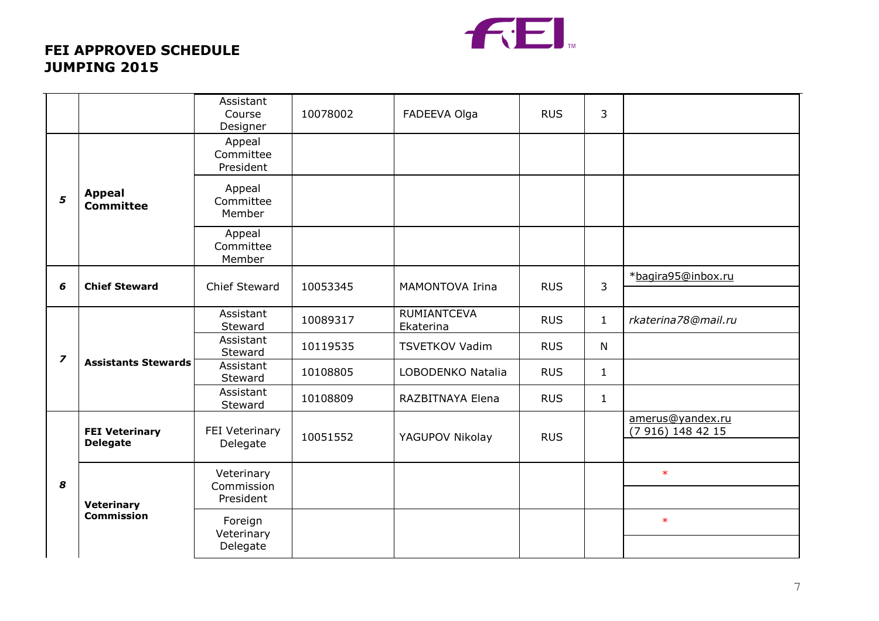**FEI APPROVED SCHEDULE**
**JUMPING 2015**

| | | | | | | | |
|---|---|---|---|---|---|---|---|
| | | Assistant Course Designer | 10078002 | FADEEVA Olga | RUS | 3 | |
| ***5*** | **Appeal Committee** | Appeal Committee President | | | | | |
| | | Appeal Committee Member | | | | | |
| | | Appeal Committee Member | | | | | |
| ***6*** | **Chief Steward** | Chief Steward | 10053345 | MAMONTOVA Irina | RUS | 3 | *bagira95@inbox.ru |
| ***7*** | **Assistants Stewards** | Assistant Steward | 10089317 | RUMIANTCEVA Ekaterina | RUS | 1 | *rkaterina78@mail.ru* |
| | | Assistant Steward | 10119535 | TSVETKOV Vadim | RUS | N | |
| | | Assistant Steward | 10108805 | LOBODENKO Natalia | RUS | 1 | |
| | | Assistant Steward | 10108809 | RAZBITNAYA Elena | RUS | 1 | |
| ***8*** | **FEI Veterinary Delegate** | FEI Veterinary Delegate | 10051552 | YAGUPOV Nikolay | RUS | | amerus@yandex.ru (7 916) 148 42 15 |
| | **Veterinary Commission** | Veterinary Commission President | | | | | * |
| | | Foreign Veterinary Delegate | | | | | * |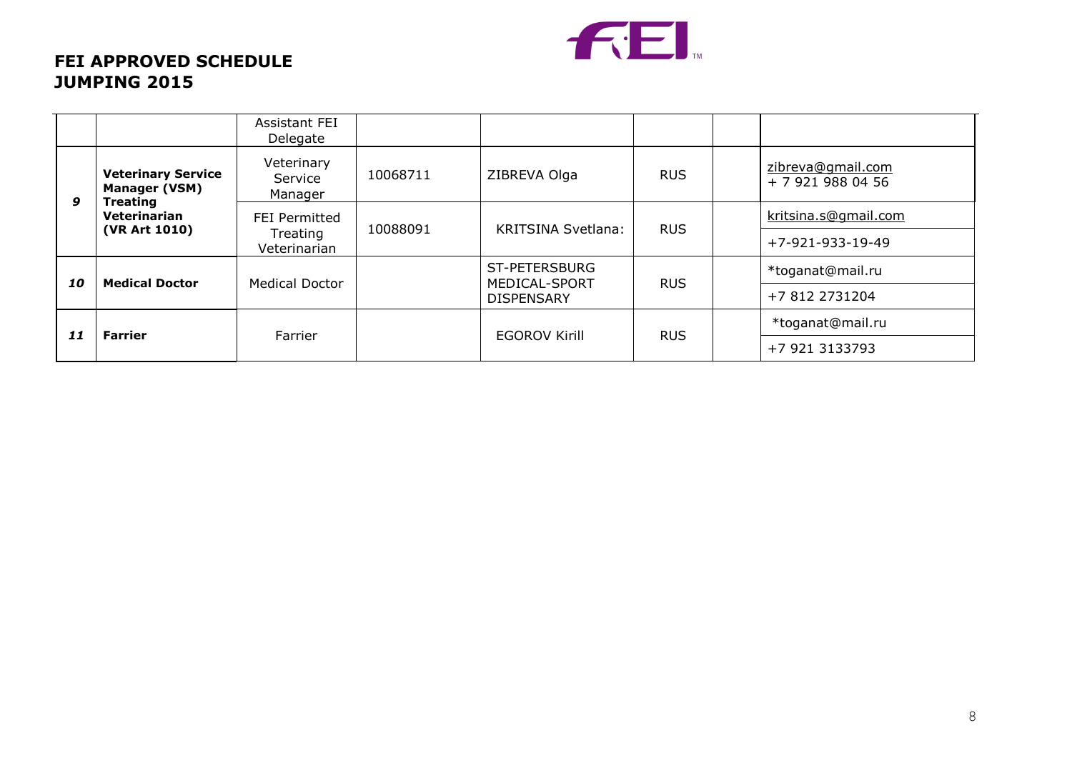**FEI APPROVED SCHEDULE**
**JUMPING 2015**

| | | | | | | | |
|---|---|---|---|---|---|---|---|
| | | Assistant FEI Delegate | | | | | |
| ***9*** | **Veterinary Service Manager (VSM) Treating Veterinarian (VR Art 1010)** | Veterinary Service Manager | 10068711 | ZIBREVA Olga | RUS | | zibreva@gmail.com + 7 921 988 04 56 |
| | | FEI Permitted Treating Veterinarian | 10088091 | KRITSINA Svetlana: | RUS | | kritsina.s@gmail.com |
| | | | | | | | +7-921-933-19-49 |
| ***10*** | **Medical Doctor** | Medical Doctor | | ST-PETERSBURG MEDICAL-SPORT DISPENSARY | RUS | | *toganat@mail.ru |
| | | | | | | | +7 812 2731204 |
| ***11*** | **Farrier** | Farrier | | EGOROV Kirill | RUS | | *toganat@mail.ru |
| | | | | | | | +7 921 3133793 |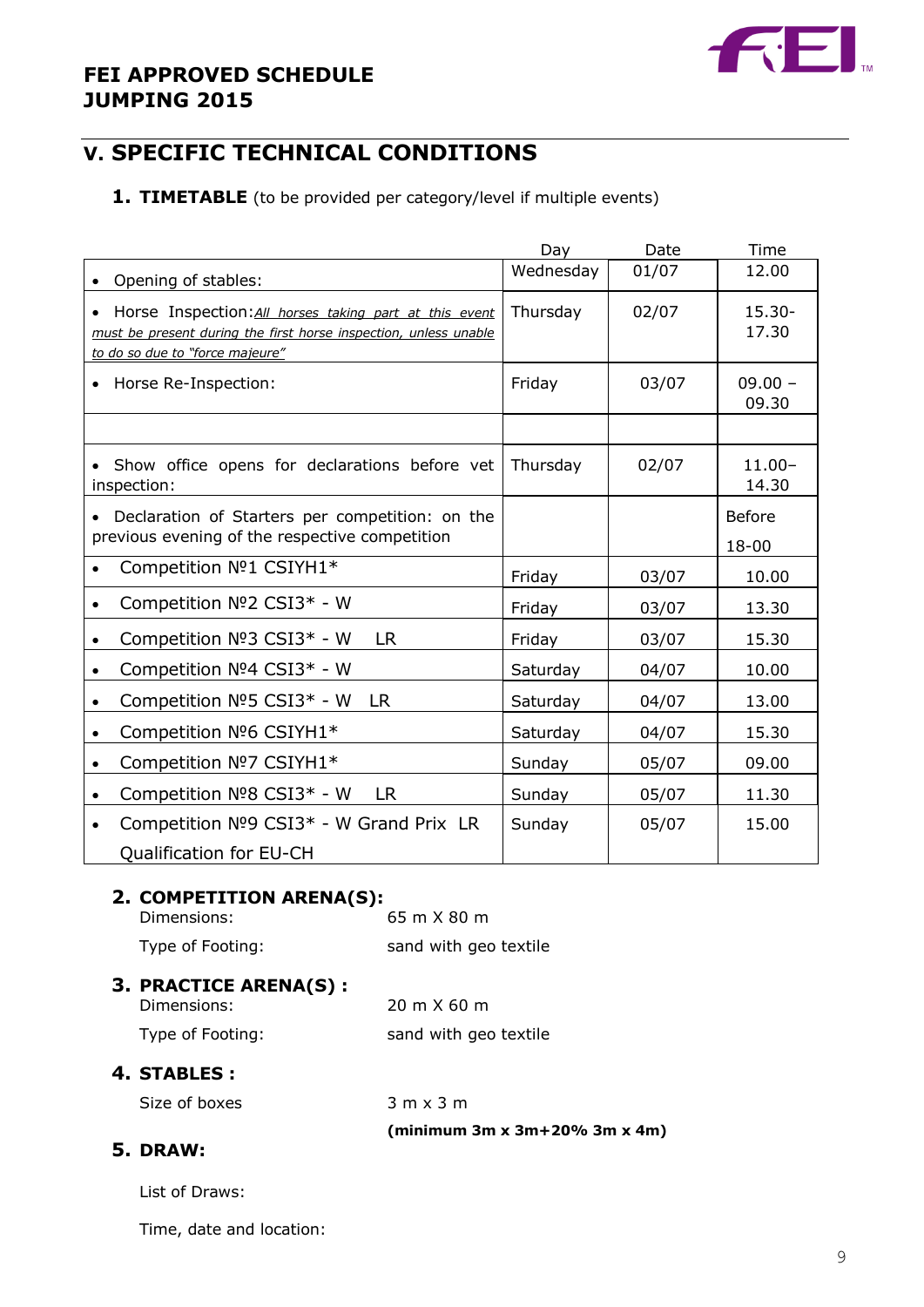# FEI APPROVED SCHEDULE JUMPING 2015

## V. SPECIFIC TECHNICAL CONDITIONS

### 1. TIMETABLE (to be provided per category/level if multiple events)

| | Day | Date | Time |
|---|---|---|---|
| • Opening of stables: | Wednesday | 01/07 | 12.00 |
| • Horse Inspection: *All horses taking part at this event must be present during the first horse inspection, unless unable to do so due to "force majeure"* | Thursday | 02/07 | 15.30-17.30 |
| • Horse Re-Inspection: | Friday | 03/07 | 09.00 – 09.30 |
| | | | |
| • Show office opens for declarations before vet inspection: | Thursday | 02/07 | 11.00–14.30 |
| • Declaration of Starters per competition: on the previous evening of the respective competition | | | Before 18-00 |
| • Competition №1 CSIYH1* | Friday | 03/07 | 10.00 |
| • Competition №2 CSI3* - W | Friday | 03/07 | 13.30 |
| • Competition №3 CSI3* - W LR | Friday | 03/07 | 15.30 |
| • Competition №4 CSI3* - W | Saturday | 04/07 | 10.00 |
| • Competition №5 CSI3* - W LR | Saturday | 04/07 | 13.00 |
| • Competition №6 CSIYH1* | Saturday | 04/07 | 15.30 |
| • Competition №7 CSIYH1* | Sunday | 05/07 | 09.00 |
| • Competition №8 CSI3* - W LR | Sunday | 05/07 | 11.30 |
| • Competition №9 CSI3* - W Grand Prix LR Qualification for EU-CH | Sunday | 05/07 | 15.00 |

### 2. COMPETITION ARENA(S):

Dimensions: 65 m X 80 m

Type of Footing: sand with geo textile

### 3. PRACTICE ARENA(S) :

Dimensions: 20 m X 60 m

Type of Footing: sand with geo textile

### 4. STABLES :

Size of boxes 3 m x 3 m

**(minimum 3m x 3m+20% 3m x 4m)**

### 5. DRAW:

List of Draws:

Time, date and location: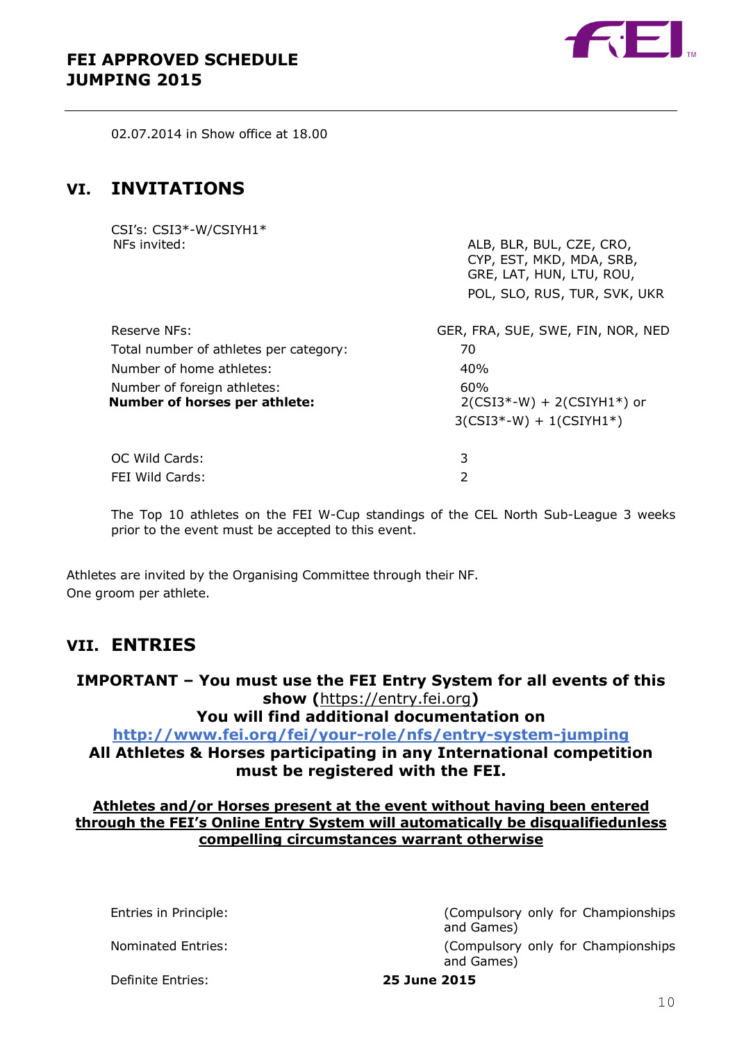02.07.2014 in Show office at 18.00

## VI. INVITATIONS

CSI's: CSI3*-W/CSIYH1*

| | |
|---|---|
| NFs invited: | ALB, BLR, BUL, CZE, CRO, CYP, EST, MKD, MDA, SRB, GRE, LAT, HUN, LTU, ROU, POL, SLO, RUS, TUR, SVK, UKR |
| Reserve NFs: | GER, FRA, SUE, SWE, FIN, NOR, NED |
| Total number of athletes per category: | 70 |
| Number of home athletes: | 40% |
| Number of foreign athletes: | 60% |
| **Number of horses per athlete:** | 2(CSI3*-W) + 2(CSIYH1*) or 3(CSI3*-W) + 1(CSIYH1*) |
| OC Wild Cards: | 3 |
| FEI Wild Cards: | 2 |

The Top 10 athletes on the FEI W-Cup standings of the CEL North Sub-League 3 weeks prior to the event must be accepted to this event.

Athletes are invited by the Organising Committee through their NF.
One groom per athlete.

## VII. ENTRIES

**IMPORTANT – You must use the FEI Entry System for all events of this show (https://entry.fei.org)**
**You will find additional documentation on**
**http://www.fei.org/fei/your-role/nfs/entry-system-jumping**
**All Athletes & Horses participating in any International competition must be registered with the FEI.**

**Athletes and/or Horses present at the event without having been entered through the FEI's Online Entry System will automatically be disqualifiedunless compelling circumstances warrant otherwise**

| | |
|---|---|
| Entries in Principle: | (Compulsory only for Championships and Games) |
| Nominated Entries: | (Compulsory only for Championships and Games) |
| Definite Entries: | **25 June 2015** |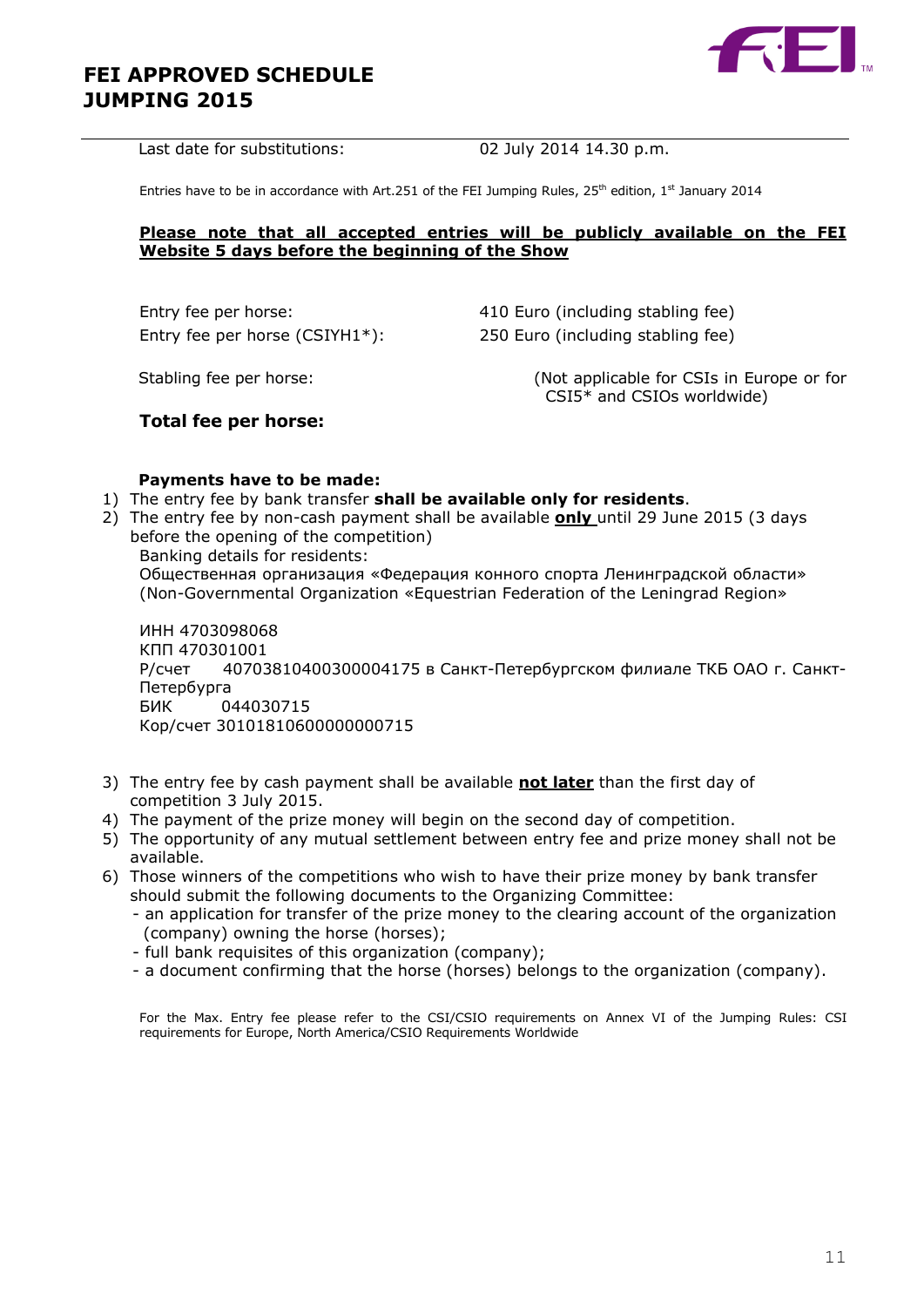Last date for substitutions: 02 July 2014 14.30 p.m.

Entries have to be in accordance with Art.251 of the FEI Jumping Rules, 25th edition, 1st January 2014

**Please note that all accepted entries will be publicly available on the FEI Website 5 days before the beginning of the Show**

| | |
|---|---|
| Entry fee per horse: | 410 Euro (including stabling fee) |
| Entry fee per horse (CSIYH1*): | 250 Euro (including stabling fee) |
| Stabling fee per horse: | (Not applicable for CSIs in Europe or for CSI5* and CSIOs worldwide) |
| **Total fee per horse:** | |

**Payments have to be made:**

1) The entry fee by bank transfer **shall be available only for residents**.
2) The entry fee by non-cash payment shall be available **only** until 29 June 2015 (3 days before the opening of the competition)

   Banking details for residents:

   Общественная организация «Федерация конного спорта Ленинградской области» (Non-Governmental Organization «Equestrian Federation of the Leningrad Region»

   ИНН 4703098068
   КПП 470301001
   Р/счет 40703810400300004175 в Санкт-Петербургском филиале ТКБ ОАО г. Санкт-Петербурга
   БИК 044030715
   Кор/счет 30101810600000000715

3) The entry fee by cash payment shall be available **not later** than the first day of competition 3 July 2015.
4) The payment of the prize money will begin on the second day of competition.
5) The opportunity of any mutual settlement between entry fee and prize money shall not be available.
6) Those winners of the competitions who wish to have their prize money by bank transfer should submit the following documents to the Organizing Committee:
   - an application for transfer of the prize money to the clearing account of the organization (company) owning the horse (horses);
   - full bank requisites of this organization (company);
   - a document confirming that the horse (horses) belongs to the organization (company).

For the Max. Entry fee please refer to the CSI/CSIO requirements on Annex VI of the Jumping Rules: CSI requirements for Europe, North America/CSIO Requirements Worldwide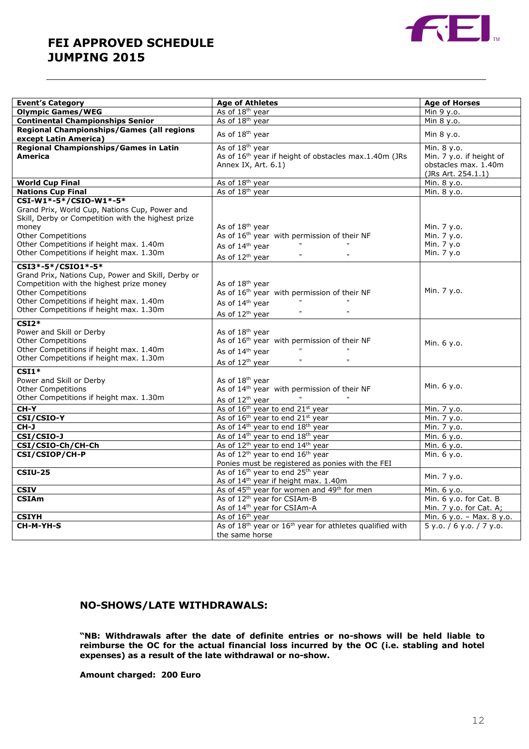# FEI APPROVED SCHEDULE JUMPING 2015

| Event's Category | Age of Athletes | Age of Horses |
|---|---|---|
| **Olympic Games/WEG** | As of 18th year | Min 9 y.o. |
| **Continental Championships Senior** | As of 18th year | Min 8 y.o. |
| **Regional Championships/Games (all regions except Latin America)** | As of 18th year | Min 8 y.o. |
| **Regional Championships/Games in Latin America** | As of 18th year<br>As of 16th year if height of obstacles max.1.40m (JRs Annex IX, Art. 6.1) | Min. 8 y.o.<br>Min. 7 y.o. if height of obstacles max. 1.40m (JRs Art. 254.1.1) |
| **World Cup Final** | As of 18th year | Min. 8 y.o. |
| **Nations Cup Final** | As of 18th year | Min. 8 y.o. |
| **CSI-W1\*-5\*/CSIO-W1\*-5\***<br>Grand Prix, World Cup, Nations Cup, Power and Skill, Derby or Competition with the highest prize money<br>Other Competitions<br>Other Competitions if height max. 1.40m<br>Other Competitions if height max. 1.30m | As of 18th year<br>As of 16th year with permission of their NF<br>As of 14th year " "<br>As of 12th year " " | Min. 7 y.o.<br>Min. 7 y.o.<br>Min. 7 y.o<br>Min. 7 y.o |
| **CSI3\*-5\*/CSIO1\*-5\***<br>Grand Prix, Nations Cup, Power and Skill, Derby or Competition with the highest prize money<br>Other Competitions<br>Other Competitions if height max. 1.40m<br>Other Competitions if height max. 1.30m | As of 18th year<br>As of 16th year with permission of their NF<br>As of 14th year " "<br>As of 12th year " " | Min. 7 y.o. |
| **CSI2\***<br>Power and Skill or Derby<br>Other Competitions<br>Other Competitions if height max. 1.40m<br>Other Competitions if height max. 1.30m | As of 18th year<br>As of 16th year with permission of their NF<br>As of 14th year " "<br>As of 12th year " " | Min. 6 y.o. |
| **CSI1\***<br>Power and Skill or Derby<br>Other Competitions<br>Other Competitions if height max. 1.30m | As of 18th year<br>As of 14th year with permission of their NF<br>As of 12th year " " | Min. 6 y.o. |
| **CH-Y** | As of 16th year to end 21st year | Min. 7 y.o. |
| **CSI/CSIO-Y** | As of 16th year to end 21st year | Min. 7 y.o. |
| **CH-J** | As of 14th year to end 18th year | Min. 7 y.o. |
| **CSI/CSIO-J** | As of 14th year to end 18th year | Min. 6 y.o. |
| **CSI/CSIO-Ch/CH-Ch** | As of 12th year to end 14th year | Min. 6 y.o. |
| **CSI/CSIOP/CH-P** | As of 12th year to end 16th year<br>Ponies must be registered as ponies with the FEI | Min. 6 y.o. |
| **CSIU-25** | As of 16th year to end 25th year<br>As of 14th year if height max. 1.40m | Min. 7 y.o. |
| **CSIV** | As of 45th year for women and 49th for men | Min. 6 y.o. |
| **CSIAm** | As of 12th year for CSIAm-B<br>As of 14th year for CSIAm-A | Min. 6 y.o. for Cat. B<br>Min. 7 y.o. for Cat. A; |
| **CSIYH** | As of 16th year | Min. 6 y.o. – Max. 8 y.o. |
| **CH-M-YH-S** | As of 18th year or 16th year for athletes qualified with the same horse | 5 y.o. / 6 y.o. / 7 y.o. |

## NO-SHOWS/LATE WITHDRAWALS:

**"NB: Withdrawals after the date of definite entries or no-shows will be held liable to reimburse the OC for the actual financial loss incurred by the OC (i.e. stabling and hotel expenses) as a result of the late withdrawal or no-show.**

**Amount charged: 200 Euro**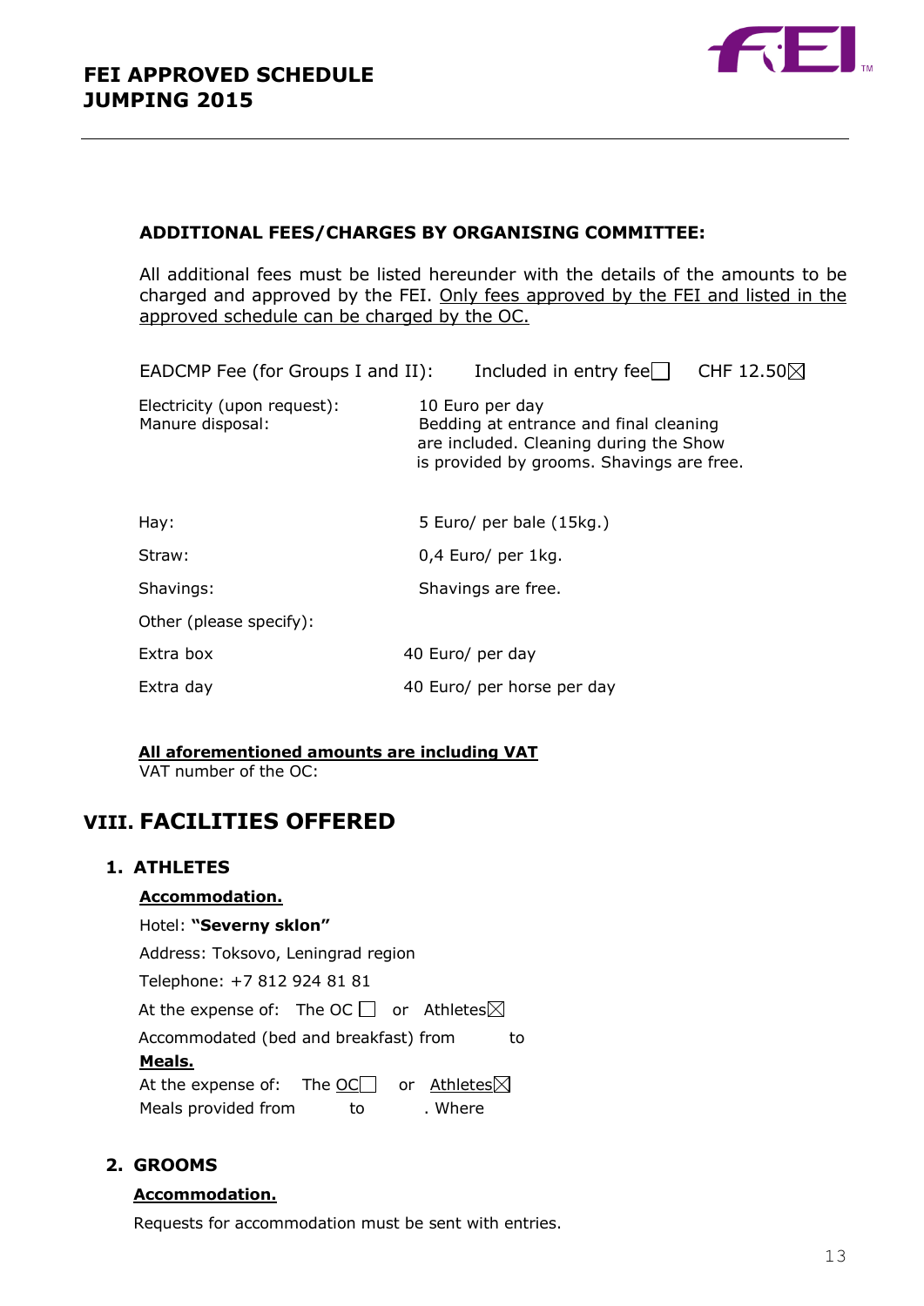**ADDITIONAL FEES/CHARGES BY ORGANISING COMMITTEE:**

All additional fees must be listed hereunder with the details of the amounts to be charged and approved by the FEI. Only fees approved by the FEI and listed in the approved schedule can be charged by the OC.

EADCMP Fee (for Groups I and II): Included in entry fee ☐ CHF 12.50 ☒

| | |
|---|---|
| Electricity (upon request): | 10 Euro per day |
| Manure disposal: | Bedding at entrance and final cleaning are included. Cleaning during the Show is provided by grooms. Shavings are free. |
| Hay: | 5 Euro/ per bale (15kg.) |
| Straw: | 0,4 Euro/ per 1kg. |
| Shavings: | Shavings are free. |
| Other (please specify): | |
| Extra box | 40 Euro/ per day |
| Extra day | 40 Euro/ per horse per day |

**All aforementioned amounts are including VAT**
VAT number of the OC:

# VIII. FACILITIES OFFERED

## 1. ATHLETES

**Accommodation.**

Hotel: **"Severny sklon"**

Address: Toksovo, Leningrad region

Telephone: +7 812 924 81 81

At the expense of: The OC ☐ or Athletes ☒

Accommodated (bed and breakfast) from to

**Meals.**

At the expense of: The OC ☐ or Athletes ☒

Meals provided from to . Where

## 2. GROOMS

**Accommodation.**

Requests for accommodation must be sent with entries.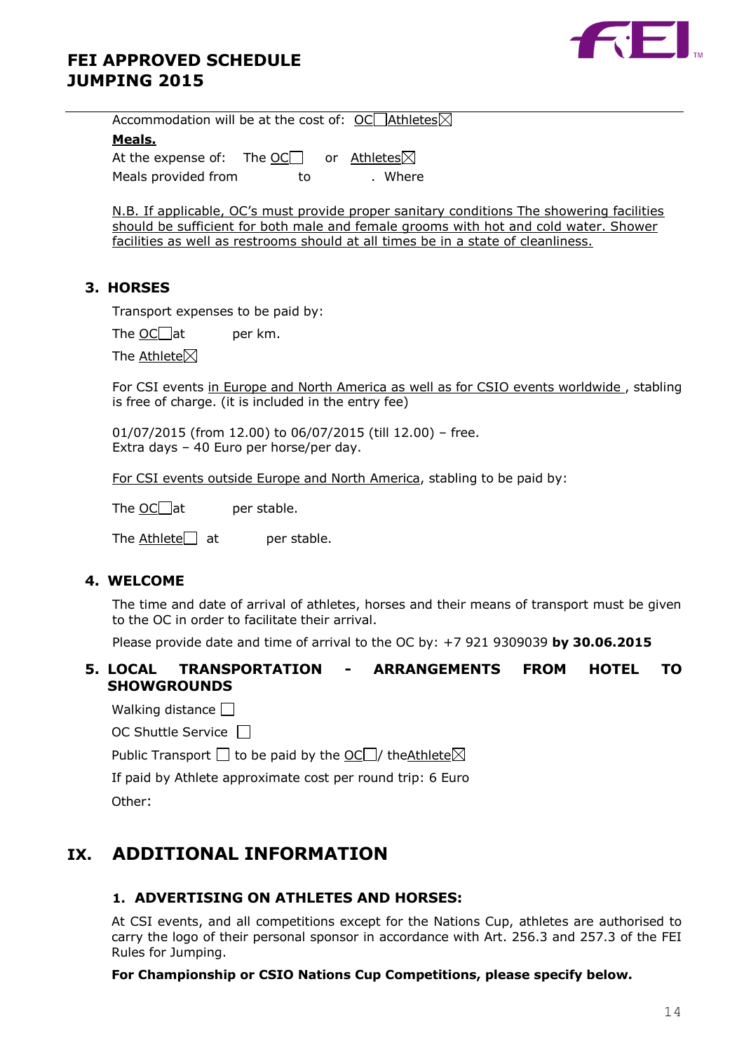Accommodation will be at the cost of: OC☐ Athletes☒

**Meals.**

At the expense of: The OC☐ or Athletes☒

Meals provided from to . Where

N.B. If applicable, OC's must provide proper sanitary conditions The showering facilities should be sufficient for both male and female grooms with hot and cold water. Shower facilities as well as restrooms should at all times be in a state of cleanliness.

### 3. HORSES

Transport expenses to be paid by:

The OC☐ at per km.

The Athlete☒

For CSI events in Europe and North America as well as for CSIO events worldwide , stabling is free of charge. (it is included in the entry fee)

01/07/2015 (from 12.00) to 06/07/2015 (till 12.00) – free.
Extra days – 40 Euro per horse/per day.

For CSI events outside Europe and North America, stabling to be paid by:

The OC☐ at per stable.

The Athlete☐ at per stable.

### 4. WELCOME

The time and date of arrival of athletes, horses and their means of transport must be given to the OC in order to facilitate their arrival.

Please provide date and time of arrival to the OC by: +7 921 9309039 **by 30.06.2015**

### 5. LOCAL TRANSPORTATION - ARRANGEMENTS FROM HOTEL TO SHOWGROUNDS

Walking distance ☐

OC Shuttle Service ☐

Public Transport ☐ to be paid by the OC☐ / the Athlete☒

If paid by Athlete approximate cost per round trip: 6 Euro

Other:

## IX. ADDITIONAL INFORMATION

### 1. ADVERTISING ON ATHLETES AND HORSES:

At CSI events, and all competitions except for the Nations Cup, athletes are authorised to carry the logo of their personal sponsor in accordance with Art. 256.3 and 257.3 of the FEI Rules for Jumping.

**For Championship or CSIO Nations Cup Competitions, please specify below.**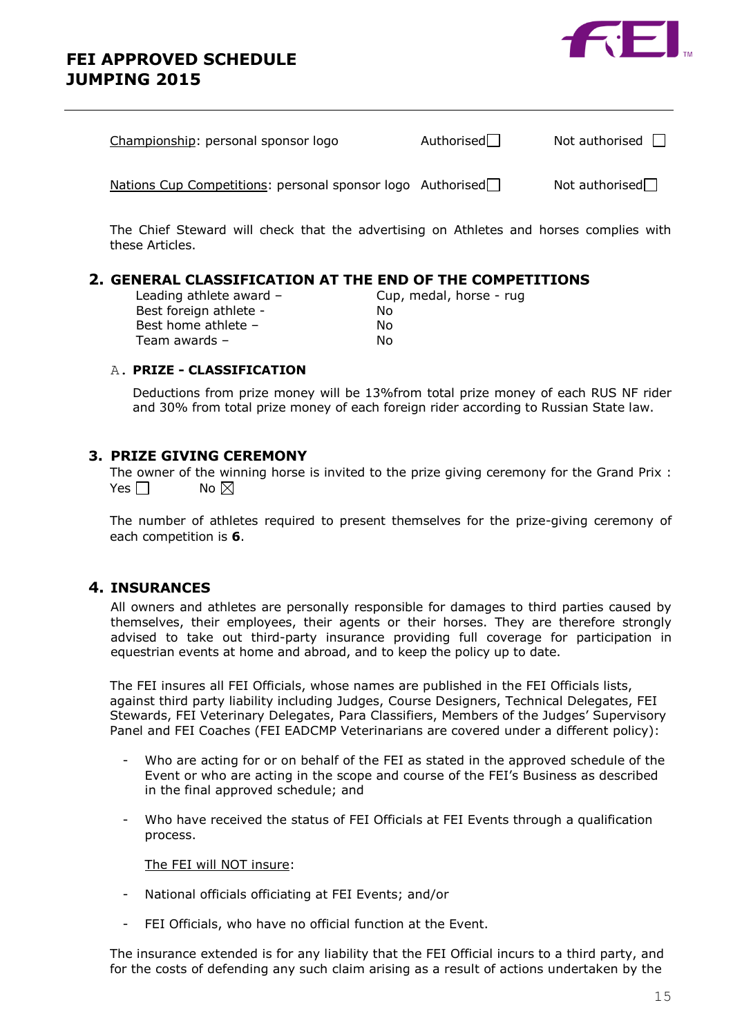Championship: personal sponsor logo Authorised ☐ Not authorised ☐

Nations Cup Competitions: personal sponsor logo Authorised ☐ Not authorised ☐

The Chief Steward will check that the advertising on Athletes and horses complies with these Articles.

## 2. GENERAL CLASSIFICATION AT THE END OF THE COMPETITIONS

| | |
|---|---|
| Leading athlete award – | Cup, medal, horse - rug |
| Best foreign athlete - | No |
| Best home athlete – | No |
| Team awards – | No |

### A. PRIZE - CLASSIFICATION

Deductions from prize money will be 13%from total prize money of each RUS NF rider and 30% from total prize money of each foreign rider according to Russian State law.

## 3. PRIZE GIVING CEREMONY

The owner of the winning horse is invited to the prize giving ceremony for the Grand Prix : Yes ☐ No ☒

The number of athletes required to present themselves for the prize-giving ceremony of each competition is **6**.

## 4. INSURANCES

All owners and athletes are personally responsible for damages to third parties caused by themselves, their employees, their agents or their horses. They are therefore strongly advised to take out third-party insurance providing full coverage for participation in equestrian events at home and abroad, and to keep the policy up to date.

The FEI insures all FEI Officials, whose names are published in the FEI Officials lists, against third party liability including Judges, Course Designers, Technical Delegates, FEI Stewards, FEI Veterinary Delegates, Para Classifiers, Members of the Judges' Supervisory Panel and FEI Coaches (FEI EADCMP Veterinarians are covered under a different policy):

- Who are acting for or on behalf of the FEI as stated in the approved schedule of the Event or who are acting in the scope and course of the FEI's Business as described in the final approved schedule; and
- Who have received the status of FEI Officials at FEI Events through a qualification process.

The FEI will NOT insure:

- National officials officiating at FEI Events; and/or
- FEI Officials, who have no official function at the Event.

The insurance extended is for any liability that the FEI Official incurs to a third party, and for the costs of defending any such claim arising as a result of actions undertaken by the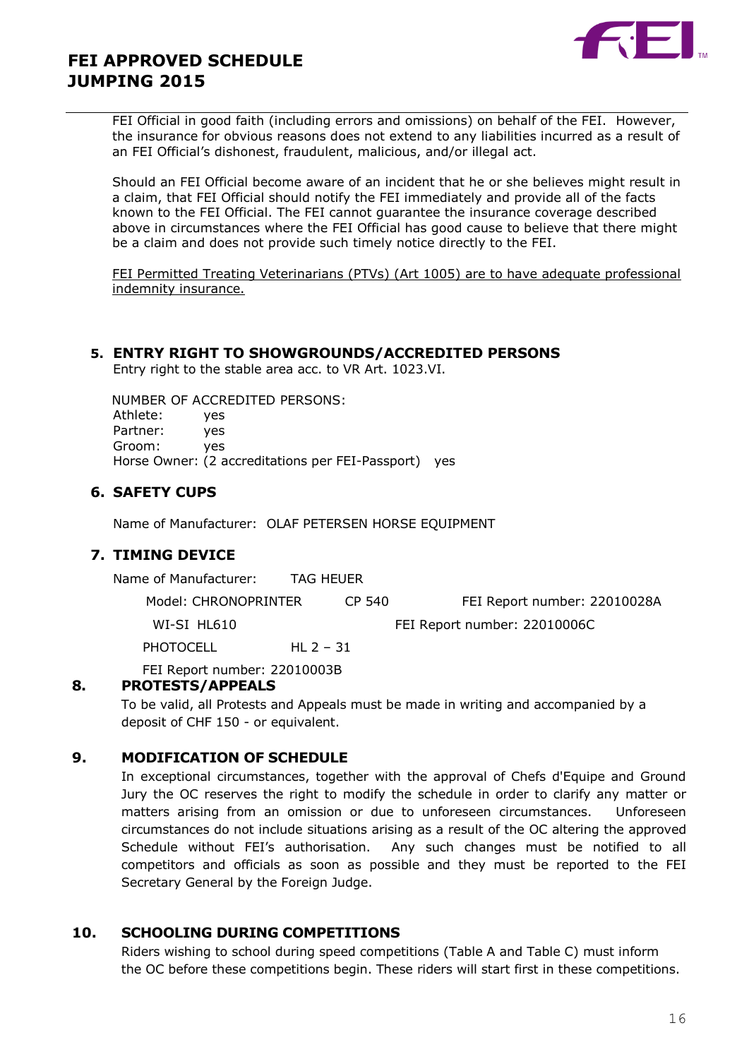FEI Official in good faith (including errors and omissions) on behalf of the FEI. However, the insurance for obvious reasons does not extend to any liabilities incurred as a result of an FEI Official's dishonest, fraudulent, malicious, and/or illegal act.

Should an FEI Official become aware of an incident that he or she believes might result in a claim, that FEI Official should notify the FEI immediately and provide all of the facts known to the FEI Official. The FEI cannot guarantee the insurance coverage described above in circumstances where the FEI Official has good cause to believe that there might be a claim and does not provide such timely notice directly to the FEI.

<u>FEI Permitted Treating Veterinarians (PTVs) (Art 1005) are to have adequate professional indemnity insurance.</u>

## 5. ENTRY RIGHT TO SHOWGROUNDS/ACCREDITED PERSONS

Entry right to the stable area acc. to VR Art. 1023.VI.

NUMBER OF ACCREDITED PERSONS:

Athlete: yes
Partner: yes
Groom: yes
Horse Owner: (2 accreditations per FEI-Passport) yes

## 6. SAFETY CUPS

Name of Manufacturer: OLAF PETERSEN HORSE EQUIPMENT

## 7. TIMING DEVICE

Name of Manufacturer: TAG HEUER

Model: CHRONOPRINTER CP 540 FEI Report number: 22010028A

WI-SI HL610 FEI Report number: 22010006C

PHOTOCELL HL 2 – 31

FEI Report number: 22010003B

## 8. PROTESTS/APPEALS

To be valid, all Protests and Appeals must be made in writing and accompanied by a deposit of CHF 150 - or equivalent.

## 9. MODIFICATION OF SCHEDULE

In exceptional circumstances, together with the approval of Chefs d'Equipe and Ground Jury the OC reserves the right to modify the schedule in order to clarify any matter or matters arising from an omission or due to unforeseen circumstances. Unforeseen circumstances do not include situations arising as a result of the OC altering the approved Schedule without FEI's authorisation. Any such changes must be notified to all competitors and officials as soon as possible and they must be reported to the FEI Secretary General by the Foreign Judge.

## 10. SCHOOLING DURING COMPETITIONS

Riders wishing to school during speed competitions (Table A and Table C) must inform the OC before these competitions begin. These riders will start first in these competitions.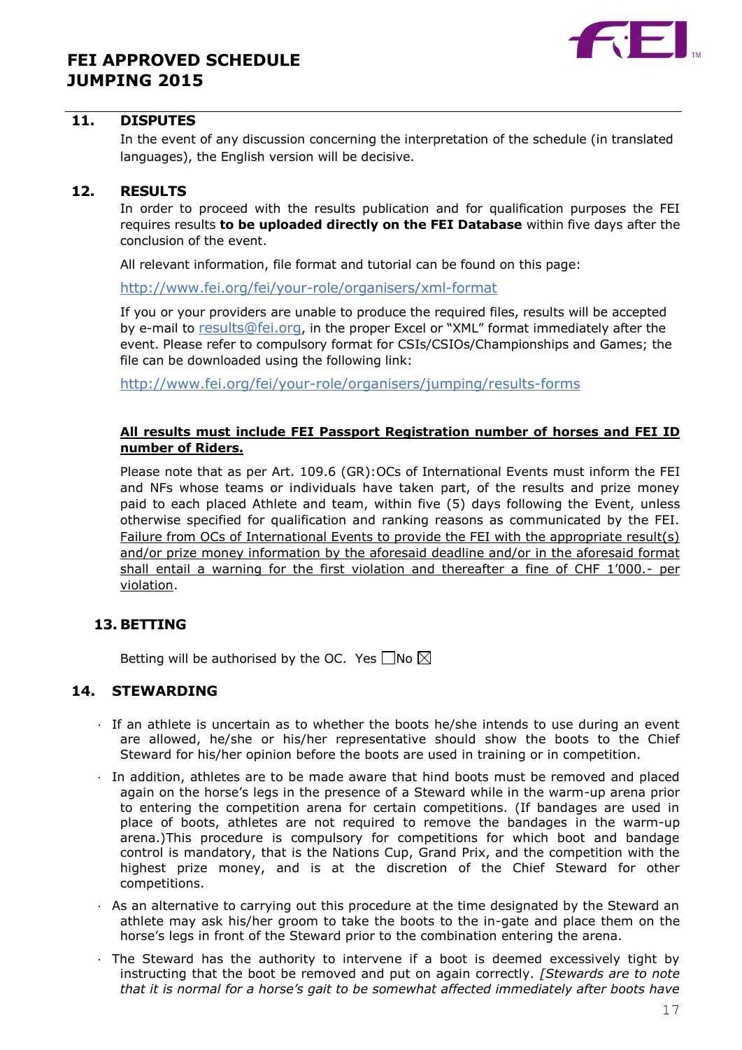## 11. DISPUTES

In the event of any discussion concerning the interpretation of the schedule (in translated languages), the English version will be decisive.

## 12. RESULTS

In order to proceed with the results publication and for qualification purposes the FEI requires results **to be uploaded directly on the FEI Database** within five days after the conclusion of the event.

All relevant information, file format and tutorial can be found on this page:

http://www.fei.org/fei/your-role/organisers/xml-format

If you or your providers are unable to produce the required files, results will be accepted by e-mail to results@fei.org, in the proper Excel or "XML" format immediately after the event. Please refer to compulsory format for CSIs/CSIOs/Championships and Games; the file can be downloaded using the following link:

http://www.fei.org/fei/your-role/organisers/jumping/results-forms

**All results must include FEI Passport Registration number of horses and FEI ID number of Riders.**

Please note that as per Art. 109.6 (GR):OCs of International Events must inform the FEI and NFs whose teams or individuals have taken part, of the results and prize money paid to each placed Athlete and team, within five (5) days following the Event, unless otherwise specified for qualification and ranking reasons as communicated by the FEI. Failure from OCs of International Events to provide the FEI with the appropriate result(s) and/or prize money information by the aforesaid deadline and/or in the aforesaid format shall entail a warning for the first violation and thereafter a fine of CHF 1'000.- per violation.

## 13. BETTING

Betting will be authorised by the OC. Yes ☐ No ☒

## 14. STEWARDING

- If an athlete is uncertain as to whether the boots he/she intends to use during an event are allowed, he/she or his/her representative should show the boots to the Chief Steward for his/her opinion before the boots are used in training or in competition.
- In addition, athletes are to be made aware that hind boots must be removed and placed again on the horse's legs in the presence of a Steward while in the warm-up arena prior to entering the competition arena for certain competitions. (If bandages are used in place of boots, athletes are not required to remove the bandages in the warm-up arena.)This procedure is compulsory for competitions for which boot and bandage control is mandatory, that is the Nations Cup, Grand Prix, and the competition with the highest prize money, and is at the discretion of the Chief Steward for other competitions.
- As an alternative to carrying out this procedure at the time designated by the Steward an athlete may ask his/her groom to take the boots to the in-gate and place them on the horse's legs in front of the Steward prior to the combination entering the arena.
- The Steward has the authority to intervene if a boot is deemed excessively tight by instructing that the boot be removed and put on again correctly. *[Stewards are to note that it is normal for a horse's gait to be somewhat affected immediately after boots have*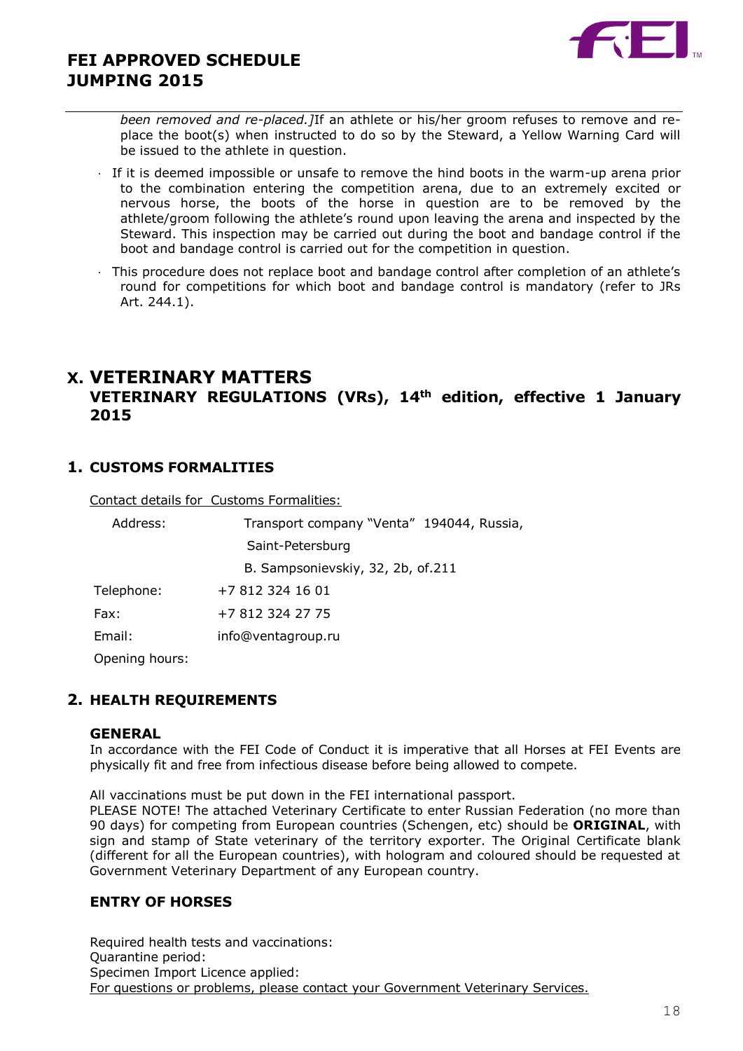*been removed and re-placed.]*If an athlete or his/her groom refuses to remove and re-place the boot(s) when instructed to do so by the Steward, a Yellow Warning Card will be issued to the athlete in question.

- If it is deemed impossible or unsafe to remove the hind boots in the warm-up arena prior to the combination entering the competition arena, due to an extremely excited or nervous horse, the boots of the horse in question are to be removed by the athlete/groom following the athlete's round upon leaving the arena and inspected by the Steward. This inspection may be carried out during the boot and bandage control if the boot and bandage control is carried out for the competition in question.
- This procedure does not replace boot and bandage control after completion of an athlete's round for competitions for which boot and bandage control is mandatory (refer to JRs Art. 244.1).

# X. VETERINARY MATTERS

## VETERINARY REGULATIONS (VRs), 14th edition, effective 1 January 2015

### 1. CUSTOMS FORMALITIES

Contact details for Customs Formalities:

Address: Transport company "Venta" 194044, Russia, Saint-Petersburg
B. Sampsonievskiy, 32, 2b, of.211

Telephone: +7 812 324 16 01

Fax: +7 812 324 27 75

Email: info@ventagroup.ru

Opening hours:

### 2. HEALTH REQUIREMENTS

#### GENERAL

In accordance with the FEI Code of Conduct it is imperative that all Horses at FEI Events are physically fit and free from infectious disease before being allowed to compete.

All vaccinations must be put down in the FEI international passport.
PLEASE NOTE! The attached Veterinary Certificate to enter Russian Federation (no more than 90 days) for competing from European countries (Schengen, etc) should be **ORIGINAL**, with sign and stamp of State veterinary of the territory exporter. The Original Certificate blank (different for all the European countries), with hologram and coloured should be requested at Government Veterinary Department of any European country.

#### ENTRY OF HORSES

Required health tests and vaccinations:
Quarantine period:
Specimen Import Licence applied:
For questions or problems, please contact your Government Veterinary Services.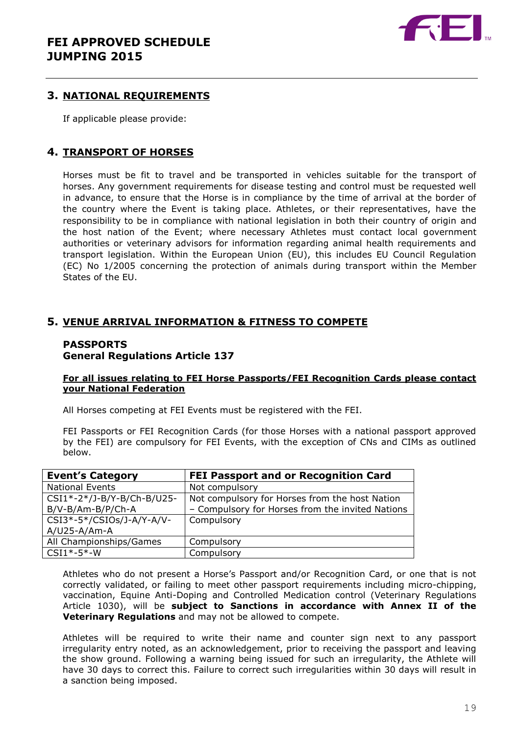## 3. NATIONAL REQUIREMENTS

If applicable please provide:

## 4. TRANSPORT OF HORSES

Horses must be fit to travel and be transported in vehicles suitable for the transport of horses. Any government requirements for disease testing and control must be requested well in advance, to ensure that the Horse is in compliance by the time of arrival at the border of the country where the Event is taking place. Athletes, or their representatives, have the responsibility to be in compliance with national legislation in both their country of origin and the host nation of the Event; where necessary Athletes must contact local government authorities or veterinary advisors for information regarding animal health requirements and transport legislation. Within the European Union (EU), this includes EU Council Regulation (EC) No 1/2005 concerning the protection of animals during transport within the Member States of the EU.

## 5. VENUE ARRIVAL INFORMATION & FITNESS TO COMPETE

### PASSPORTS
### General Regulations Article 137

**For all issues relating to FEI Horse Passports/FEI Recognition Cards please contact your National Federation**

All Horses competing at FEI Events must be registered with the FEI.

FEI Passports or FEI Recognition Cards (for those Horses with a national passport approved by the FEI) are compulsory for FEI Events, with the exception of CNs and CIMs as outlined below.

| Event's Category | FEI Passport and or Recognition Card |
|---|---|
| National Events | Not compulsory |
| CSI1*-2*/J-B/Y-B/Ch-B/U25-B/V-B/Am-B/P/Ch-A | Not compulsory for Horses from the host Nation – Compulsory for Horses from the invited Nations |
| CSI3*-5*/CSIOs/J-A/Y-A/V-A/U25-A/Am-A | Compulsory |
| All Championships/Games | Compulsory |
| CSI1*-5*-W | Compulsory |

Athletes who do not present a Horse's Passport and/or Recognition Card, or one that is not correctly validated, or failing to meet other passport requirements including micro-chipping, vaccination, Equine Anti-Doping and Controlled Medication control (Veterinary Regulations Article 1030), will be **subject to Sanctions in accordance with Annex II of the Veterinary Regulations** and may not be allowed to compete.

Athletes will be required to write their name and counter sign next to any passport irregularity entry noted, as an acknowledgement, prior to receiving the passport and leaving the show ground. Following a warning being issued for such an irregularity, the Athlete will have 30 days to correct this. Failure to correct such irregularities within 30 days will result in a sanction being imposed.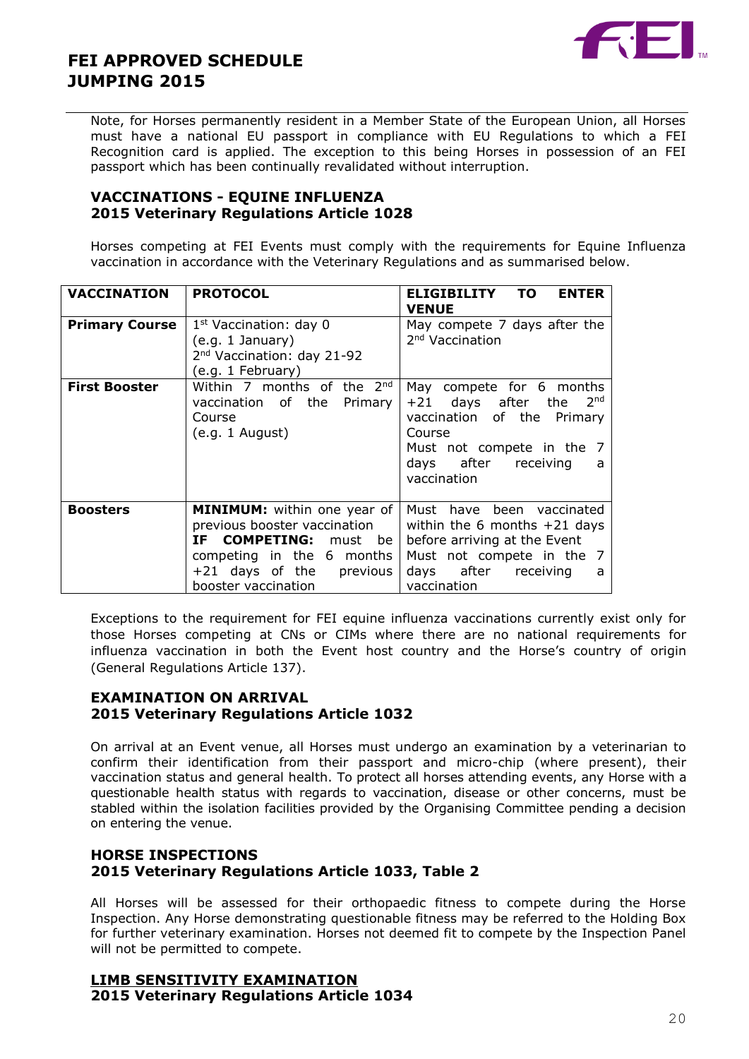Note, for Horses permanently resident in a Member State of the European Union, all Horses must have a national EU passport in compliance with EU Regulations to which a FEI Recognition card is applied. The exception to this being Horses in possession of an FEI passport which has been continually revalidated without interruption.

## VACCINATIONS - EQUINE INFLUENZA
## 2015 Veterinary Regulations Article 1028

Horses competing at FEI Events must comply with the requirements for Equine Influenza vaccination in accordance with the Veterinary Regulations and as summarised below.

| VACCINATION | PROTOCOL | ELIGIBILITY TO ENTER VENUE |
|---|---|---|
| **Primary Course** | 1st Vaccination: day 0 (e.g. 1 January) 2nd Vaccination: day 21-92 (e.g. 1 February) | May compete 7 days after the 2nd Vaccination |
| **First Booster** | Within 7 months of the 2nd vaccination of the Primary Course (e.g. 1 August) | May compete for 6 months +21 days after the 2nd vaccination of the Primary Course. Must not compete in the 7 days after receiving a vaccination |
| **Boosters** | **MINIMUM:** within one year of previous booster vaccination **IF COMPETING:** must be competing in the 6 months +21 days of the previous booster vaccination | Must have been vaccinated within the 6 months +21 days before arriving at the Event. Must not compete in the 7 days after receiving a vaccination |

Exceptions to the requirement for FEI equine influenza vaccinations currently exist only for those Horses competing at CNs or CIMs where there are no national requirements for influenza vaccination in both the Event host country and the Horse's country of origin (General Regulations Article 137).

## EXAMINATION ON ARRIVAL
## 2015 Veterinary Regulations Article 1032

On arrival at an Event venue, all Horses must undergo an examination by a veterinarian to confirm their identification from their passport and micro-chip (where present), their vaccination status and general health. To protect all horses attending events, any Horse with a questionable health status with regards to vaccination, disease or other concerns, must be stabled within the isolation facilities provided by the Organising Committee pending a decision on entering the venue.

## HORSE INSPECTIONS
## 2015 Veterinary Regulations Article 1033, Table 2

All Horses will be assessed for their orthopaedic fitness to compete during the Horse Inspection. Any Horse demonstrating questionable fitness may be referred to the Holding Box for further veterinary examination. Horses not deemed fit to compete by the Inspection Panel will not be permitted to compete.

## LIMB SENSITIVITY EXAMINATION
## 2015 Veterinary Regulations Article 1034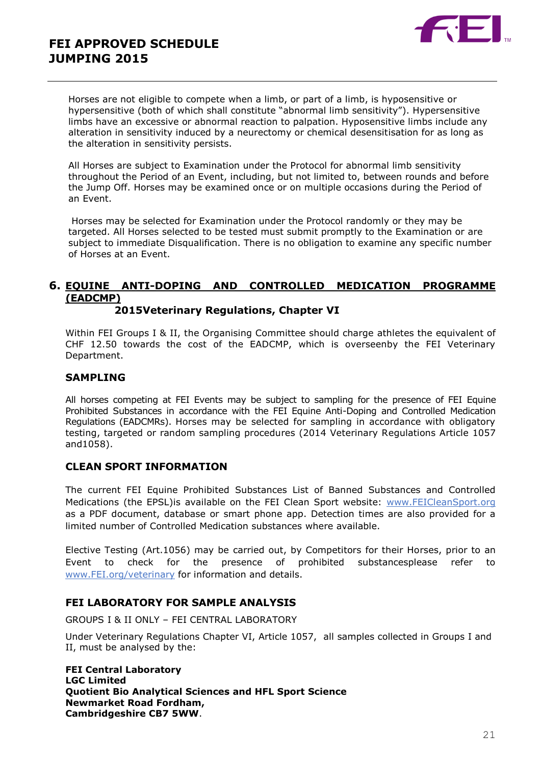Horses are not eligible to compete when a limb, or part of a limb, is hyposensitive or hypersensitive (both of which shall constitute "abnormal limb sensitivity"). Hypersensitive limbs have an excessive or abnormal reaction to palpation. Hyposensitive limbs include any alteration in sensitivity induced by a neurectomy or chemical desensitisation for as long as the alteration in sensitivity persists.

All Horses are subject to Examination under the Protocol for abnormal limb sensitivity throughout the Period of an Event, including, but not limited to, between rounds and before the Jump Off. Horses may be examined once or on multiple occasions during the Period of an Event.

Horses may be selected for Examination under the Protocol randomly or they may be targeted. All Horses selected to be tested must submit promptly to the Examination or are subject to immediate Disqualification. There is no obligation to examine any specific number of Horses at an Event.

## 6. EQUINE ANTI-DOPING AND CONTROLLED MEDICATION PROGRAMME (EADCMP)

**2015Veterinary Regulations, Chapter VI**

Within FEI Groups I & II, the Organising Committee should charge athletes the equivalent of CHF 12.50 towards the cost of the EADCMP, which is overseenby the FEI Veterinary Department.

### SAMPLING

All horses competing at FEI Events may be subject to sampling for the presence of FEI Equine Prohibited Substances in accordance with the FEI Equine Anti-Doping and Controlled Medication Regulations (EADCMRs). Horses may be selected for sampling in accordance with obligatory testing, targeted or random sampling procedures (2014 Veterinary Regulations Article 1057 and1058).

### CLEAN SPORT INFORMATION

The current FEI Equine Prohibited Substances List of Banned Substances and Controlled Medications (the EPSL)is available on the FEI Clean Sport website: www.FEICleanSport.org as a PDF document, database or smart phone app. Detection times are also provided for a limited number of Controlled Medication substances where available.

Elective Testing (Art.1056) may be carried out, by Competitors for their Horses, prior to an Event to check for the presence of prohibited substancesplease refer to www.FEI.org/veterinary for information and details.

### FEI LABORATORY FOR SAMPLE ANALYSIS

GROUPS I & II ONLY – FEI CENTRAL LABORATORY

Under Veterinary Regulations Chapter VI, Article 1057, all samples collected in Groups I and II, must be analysed by the:

**FEI Central Laboratory**
**LGC Limited**
**Quotient Bio Analytical Sciences and HFL Sport Science**
**Newmarket Road Fordham,**
**Cambridgeshire CB7 5WW**.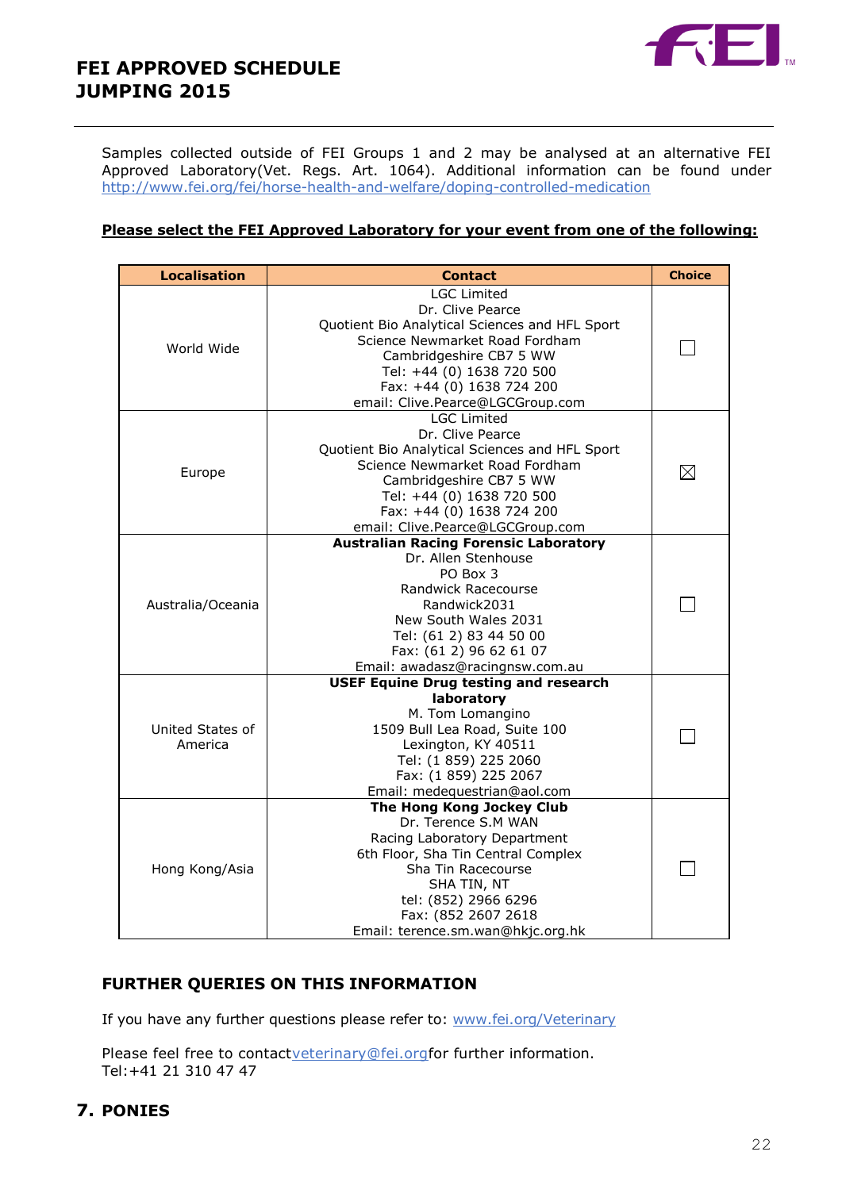Samples collected outside of FEI Groups 1 and 2 may be analysed at an alternative FEI Approved Laboratory(Vet. Regs. Art. 1064). Additional information can be found under http://www.fei.org/fei/horse-health-and-welfare/doping-controlled-medication

**Please select the FEI Approved Laboratory for your event from one of the following:**

| Localisation | Contact | Choice |
|---|---|---|
| World Wide | LGC Limited<br>Dr. Clive Pearce<br>Quotient Bio Analytical Sciences and HFL Sport Science Newmarket Road Fordham<br>Cambridgeshire CB7 5 WW<br>Tel: +44 (0) 1638 720 500<br>Fax: +44 (0) 1638 724 200<br>email: Clive.Pearce@LGCGroup.com | ☐ |
| Europe | LGC Limited<br>Dr. Clive Pearce<br>Quotient Bio Analytical Sciences and HFL Sport Science Newmarket Road Fordham<br>Cambridgeshire CB7 5 WW<br>Tel: +44 (0) 1638 720 500<br>Fax: +44 (0) 1638 724 200<br>email: Clive.Pearce@LGCGroup.com | ☒ |
| Australia/Oceania | **Australian Racing Forensic Laboratory**<br>Dr. Allen Stenhouse<br>PO Box 3<br>Randwick Racecourse<br>Randwick2031<br>New South Wales 2031<br>Tel: (61 2) 83 44 50 00<br>Fax: (61 2) 96 62 61 07<br>Email: awadasz@racingnsw.com.au | ☐ |
| United States of America | **USEF Equine Drug testing and research laboratory**<br>M. Tom Lomangino<br>1509 Bull Lea Road, Suite 100<br>Lexington, KY 40511<br>Tel: (1 859) 225 2060<br>Fax: (1 859) 225 2067<br>Email: medequestrian@aol.com | ☐ |
| Hong Kong/Asia | **The Hong Kong Jockey Club**<br>Dr. Terence S.M WAN<br>Racing Laboratory Department<br>6th Floor, Sha Tin Central Complex<br>Sha Tin Racecourse<br>SHA TIN, NT<br>tel: (852) 2966 6296<br>Fax: (852 2607 2618<br>Email: terence.sm.wan@hkjc.org.hk | ☐ |

## FURTHER QUERIES ON THIS INFORMATION

If you have any further questions please refer to: www.fei.org/Veterinary

Please feel free to contactveterinary@fei.orgfor further information.
Tel:+41 21 310 47 47

## 7. PONIES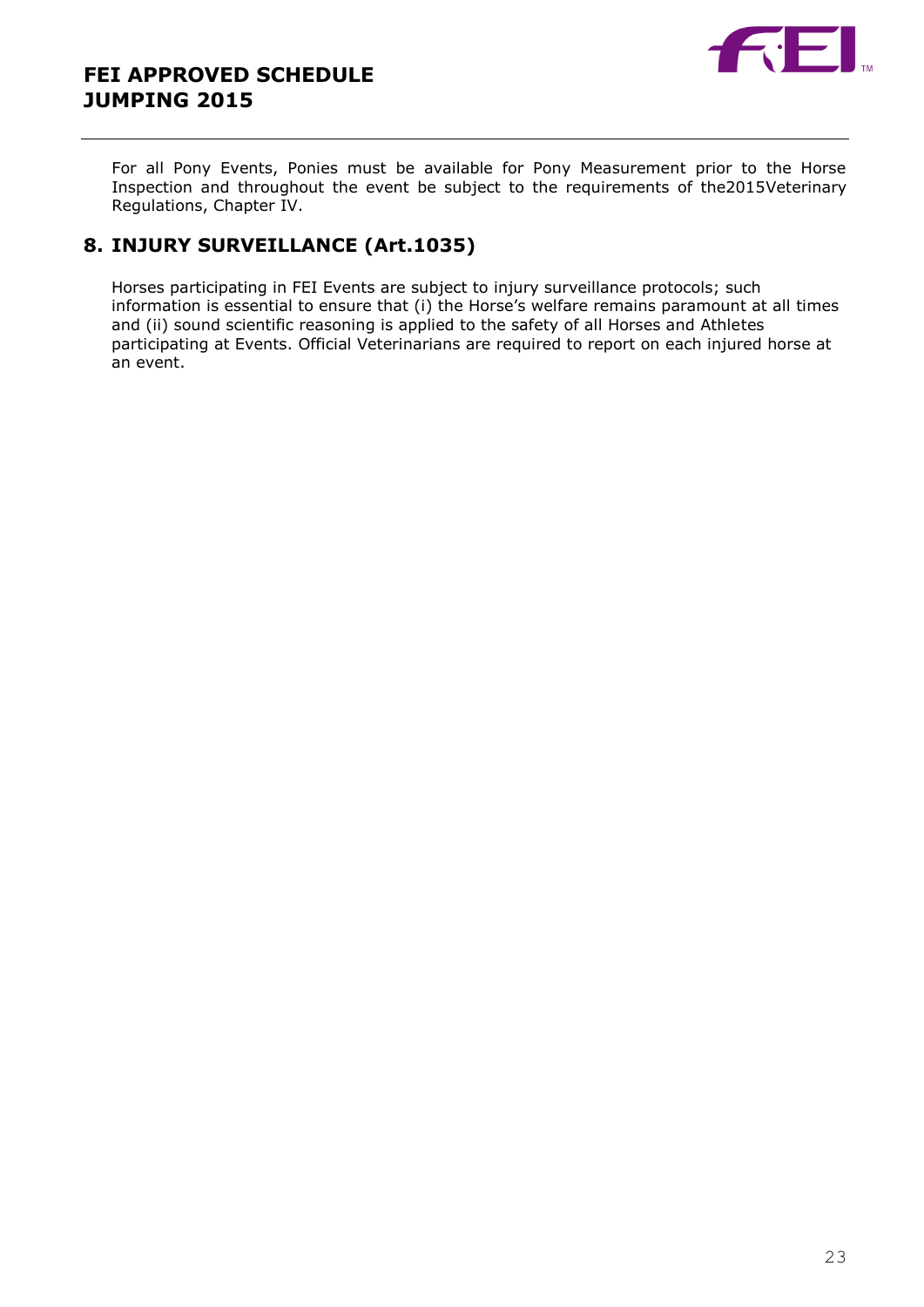For all Pony Events, Ponies must be available for Pony Measurement prior to the Horse Inspection and throughout the event be subject to the requirements of the2015Veterinary Regulations, Chapter IV.

## 8. INJURY SURVEILLANCE (Art.1035)

Horses participating in FEI Events are subject to injury surveillance protocols; such information is essential to ensure that (i) the Horse's welfare remains paramount at all times and (ii) sound scientific reasoning is applied to the safety of all Horses and Athletes participating at Events. Official Veterinarians are required to report on each injured horse at an event.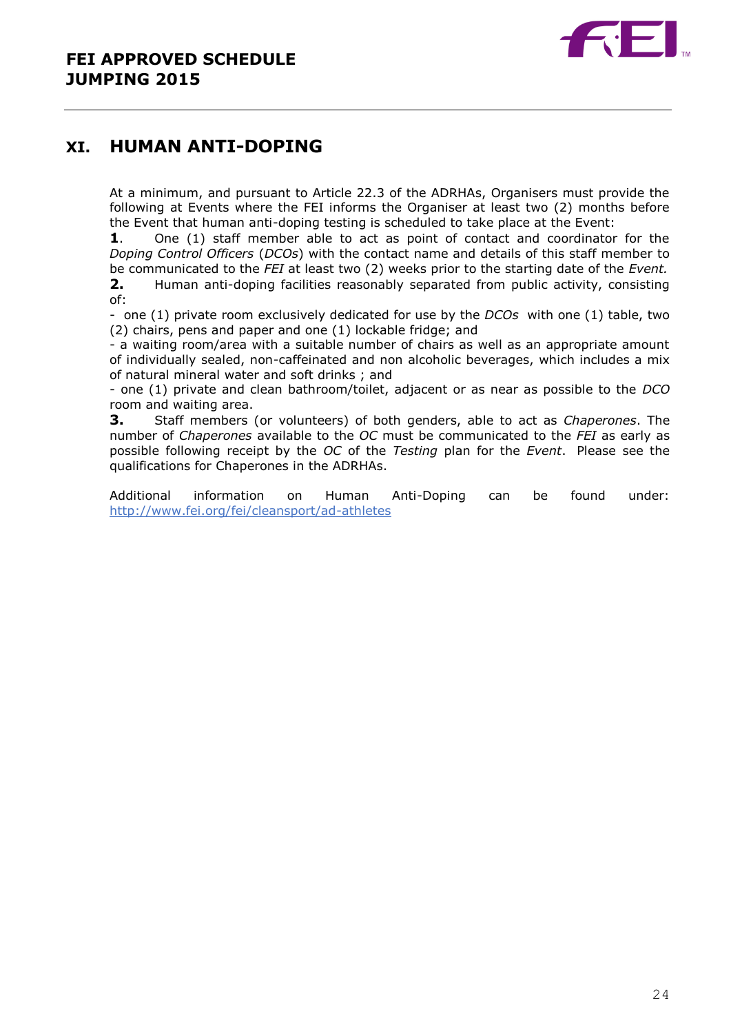## XI. HUMAN ANTI-DOPING

At a minimum, and pursuant to Article 22.3 of the ADRHAs, Organisers must provide the following at Events where the FEI informs the Organiser at least two (2) months before the Event that human anti-doping testing is scheduled to take place at the Event:

**1**. One (1) staff member able to act as point of contact and coordinator for the *Doping Control Officers* (*DCOs*) with the contact name and details of this staff member to be communicated to the *FEI* at least two (2) weeks prior to the starting date of the *Event.*

**2.** Human anti-doping facilities reasonably separated from public activity, consisting of:

- one (1) private room exclusively dedicated for use by the *DCOs* with one (1) table, two (2) chairs, pens and paper and one (1) lockable fridge; and
- a waiting room/area with a suitable number of chairs as well as an appropriate amount of individually sealed, non-caffeinated and non alcoholic beverages, which includes a mix of natural mineral water and soft drinks ; and
- one (1) private and clean bathroom/toilet, adjacent or as near as possible to the *DCO* room and waiting area.

**3.** Staff members (or volunteers) of both genders, able to act as *Chaperones*. The number of *Chaperones* available to the *OC* must be communicated to the *FEI* as early as possible following receipt by the *OC* of the *Testing* plan for the *Event*. Please see the qualifications for Chaperones in the ADRHAs.

Additional information on Human Anti-Doping can be found under: http://www.fei.org/fei/cleansport/ad-athletes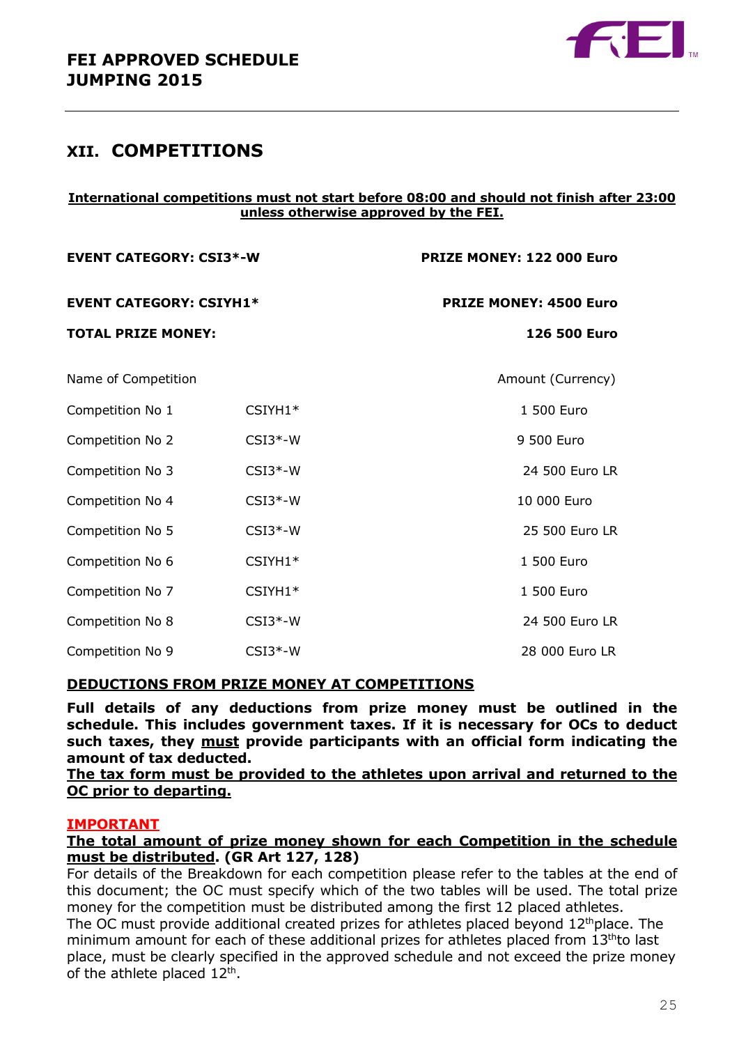## XII. COMPETITIONS

**International competitions must not start before 08:00 and should not finish after 23:00 unless otherwise approved by the FEI.**

| | |
|---|---|
| **EVENT CATEGORY: CSI3*-W** | **PRIZE MONEY: 122 000 Euro** |
| **EVENT CATEGORY: CSIYH1*** | **PRIZE MONEY: 4500 Euro** |
| **TOTAL PRIZE MONEY:** | **126 500 Euro** |

| Name of Competition | | Amount (Currency) |
|---|---|---|
| Competition No 1 | CSIYH1* | 1 500 Euro |
| Competition No 2 | CSI3*-W | 9 500 Euro |
| Competition No 3 | CSI3*-W | 24 500 Euro LR |
| Competition No 4 | CSI3*-W | 10 000 Euro |
| Competition No 5 | CSI3*-W | 25 500 Euro LR |
| Competition No 6 | CSIYH1* | 1 500 Euro |
| Competition No 7 | CSIYH1* | 1 500 Euro |
| Competition No 8 | CSI3*-W | 24 500 Euro LR |
| Competition No 9 | CSI3*-W | 28 000 Euro LR |

### DEDUCTIONS FROM PRIZE MONEY AT COMPETITIONS

**Full details of any deductions from prize money must be outlined in the schedule. This includes government taxes. If it is necessary for OCs to deduct such taxes, they must provide participants with an official form indicating the amount of tax deducted.**
**The tax form must be provided to the athletes upon arrival and returned to the OC prior to departing.**

**IMPORTANT**

**The total amount of prize money shown for each Competition in the schedule must be distributed. (GR Art 127, 128)**
For details of the Breakdown for each competition please refer to the tables at the end of this document; the OC must specify which of the two tables will be used. The total prize money for the competition must be distributed among the first 12 placed athletes.
The OC must provide additional created prizes for athletes placed beyond 12th place. The minimum amount for each of these additional prizes for athletes placed from 13th to last place, must be clearly specified in the approved schedule and not exceed the prize money of the athlete placed 12th.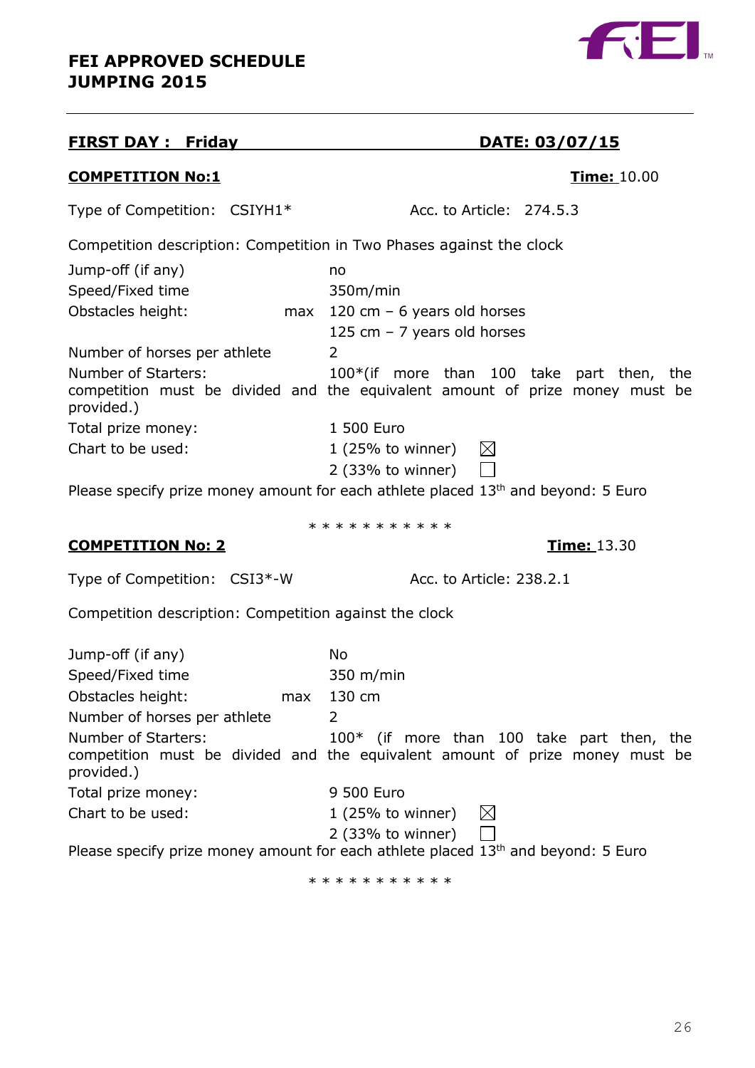**FEI APPROVED SCHEDULE**
**JUMPING 2015**

---

**FIRST DAY : Friday** **DATE: 03/07/15**

**COMPETITION No:1** **Time:** 10.00

Type of Competition: CSIYH1* Acc. to Article: 274.5.3

Competition description: Competition in Two Phases against the clock

Jump-off (if any) no
Speed/Fixed time 350m/min
Obstacles height: max 120 cm – 6 years old horses
125 cm – 7 years old horses
Number of horses per athlete 2
Number of Starters: 100*(if more than 100 take part then, the competition must be divided and the equivalent amount of prize money must be provided.)
Total prize money: 1 500 Euro
Chart to be used: 1 (25% to winner) ☒
2 (33% to winner) ☐

Please specify prize money amount for each athlete placed 13th and beyond: 5 Euro

\* \* \* \* \* \* \* \* \* \* \*

**COMPETITION No: 2** **Time:** 13.30

Type of Competition: CSI3*-W Acc. to Article: 238.2.1

Competition description: Competition against the clock

Jump-off (if any) No
Speed/Fixed time 350 m/min
Obstacles height: max 130 cm
Number of horses per athlete 2
Number of Starters: 100* (if more than 100 take part then, the competition must be divided and the equivalent amount of prize money must be provided.)
Total prize money: 9 500 Euro
Chart to be used: 1 (25% to winner) ☒
2 (33% to winner) ☐

Please specify prize money amount for each athlete placed 13th and beyond: 5 Euro

\* \* \* \* \* \* \* \* \* \* \*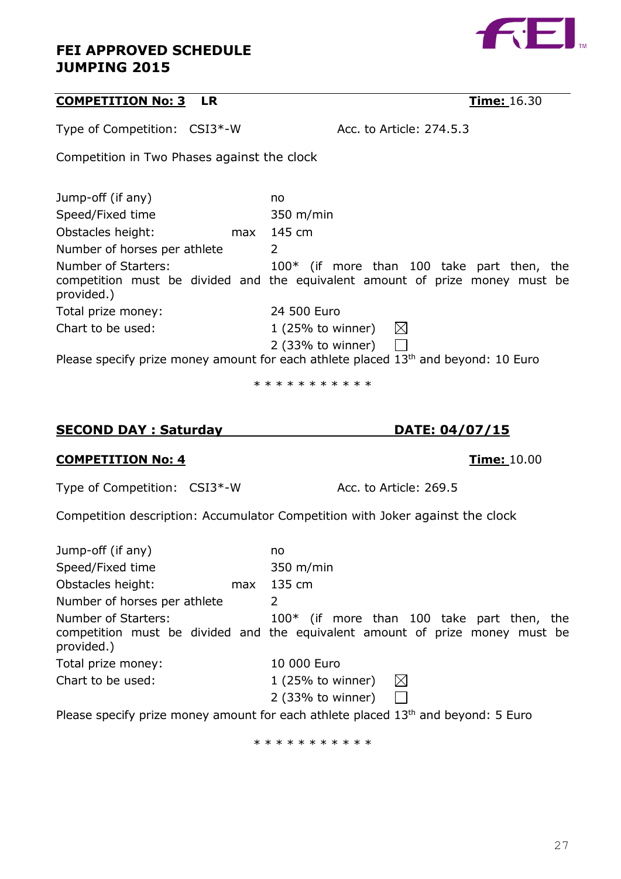**FEI APPROVED SCHEDULE**
**JUMPING 2015**

**COMPETITION No: 3 LR** **Time:** 16.30

Type of Competition: CSI3*-W Acc. to Article: 274.5.3

Competition in Two Phases against the clock

| | |
|---|---|
| Jump-off (if any) | no |
| Speed/Fixed time | 350 m/min |
| Obstacles height: max | 145 cm |
| Number of horses per athlete | 2 |

Number of Starters: 100* (if more than 100 take part then, the competition must be divided and the equivalent amount of prize money must be provided.)

| | |
|---|---|
| Total prize money: | 24 500 Euro |
| Chart to be used: | 1 (25% to winner) ☒ |
| | 2 (33% to winner) ☐ |

Please specify prize money amount for each athlete placed 13th and beyond: 10 Euro

* * * * * * * * * * *

**SECOND DAY : Saturday** **DATE: 04/07/15**

**COMPETITION No: 4** **Time:** 10.00

Type of Competition: CSI3*-W Acc. to Article: 269.5

Competition description: Accumulator Competition with Joker against the clock

| | |
|---|---|
| Jump-off (if any) | no |
| Speed/Fixed time | 350 m/min |
| Obstacles height: max | 135 cm |
| Number of horses per athlete | 2 |

Number of Starters: 100* (if more than 100 take part then, the competition must be divided and the equivalent amount of prize money must be provided.)

| | |
|---|---|
| Total prize money: | 10 000 Euro |
| Chart to be used: | 1 (25% to winner) ☒ |
| | 2 (33% to winner) ☐ |

Please specify prize money amount for each athlete placed 13th and beyond: 5 Euro

* * * * * * * * * * *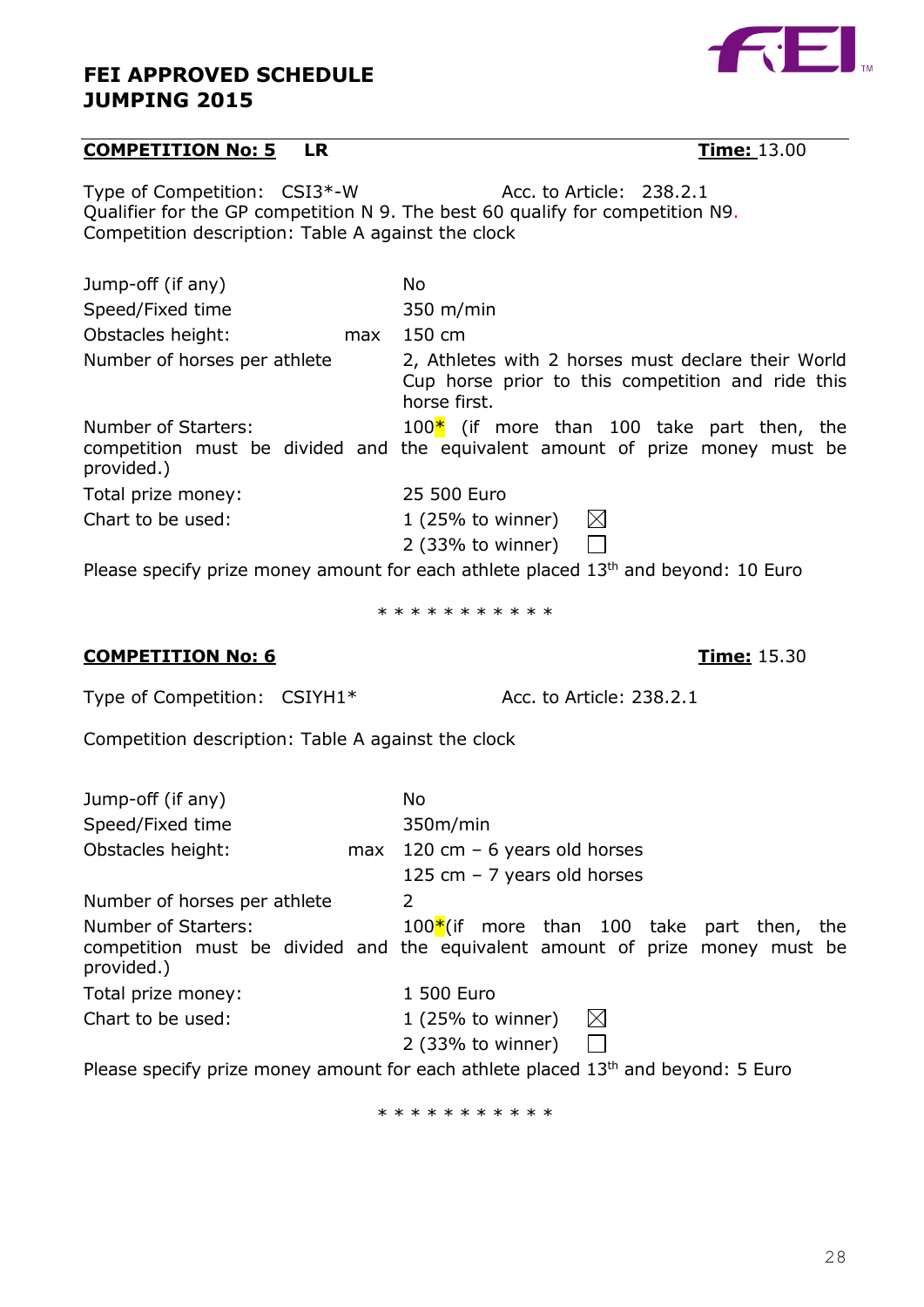**FEI APPROVED SCHEDULE**
**JUMPING 2015**

**COMPETITION No: 5** **LR** **Time:** 13.00

Type of Competition: CSI3*-W Acc. to Article: 238.2.1
Qualifier for the GP competition N 9. The best 60 qualify for competition N9.
Competition description: Table A against the clock

| | |
|---|---|
| Jump-off (if any) | No |
| Speed/Fixed time | 350 m/min |
| Obstacles height: max | 150 cm |
| Number of horses per athlete | 2, Athletes with 2 horses must declare their World Cup horse prior to this competition and ride this horse first. |
| Number of Starters: | 100* (if more than 100 take part then, the competition must be divided and the equivalent amount of prize money must be provided.) |
| Total prize money: | 25 500 Euro |
| Chart to be used: | 1 (25% to winner) ☒ |
| | 2 (33% to winner) ☐ |

Please specify prize money amount for each athlete placed 13th and beyond: 10 Euro

\* * * * * * * * * * *

**COMPETITION No: 6** **Time:** 15.30

Type of Competition: CSIYH1* Acc. to Article: 238.2.1

Competition description: Table A against the clock

| | |
|---|---|
| Jump-off (if any) | No |
| Speed/Fixed time | 350m/min |
| Obstacles height: max | 120 cm – 6 years old horses |
| | 125 cm – 7 years old horses |
| Number of horses per athlete | 2 |
| Number of Starters: | 100*(if more than 100 take part then, the competition must be divided and the equivalent amount of prize money must be provided.) |
| Total prize money: | 1 500 Euro |
| Chart to be used: | 1 (25% to winner) ☒ |
| | 2 (33% to winner) ☐ |

Please specify prize money amount for each athlete placed 13th and beyond: 5 Euro

\* * * * * * * * * * *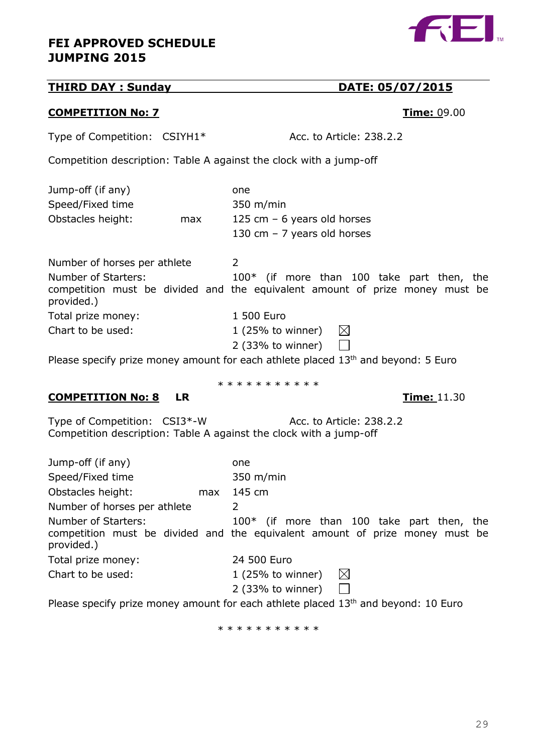**FEI APPROVED SCHEDULE**
**JUMPING 2015**

**THIRD DAY : Sunday** **DATE: 05/07/2015**

**COMPETITION No: 7** **Time:** 09.00

Type of Competition: CSIYH1* Acc. to Article: 238.2.2

Competition description: Table A against the clock with a jump-off

Jump-off (if any) one
Speed/Fixed time 350 m/min
Obstacles height: max 125 cm – 6 years old horses
130 cm – 7 years old horses

Number of horses per athlete 2
Number of Starters: 100* (if more than 100 take part then, the competition must be divided and the equivalent amount of prize money must be provided.)
Total prize money: 1 500 Euro
Chart to be used: 1 (25% to winner) ☒
2 (33% to winner) ☐

Please specify prize money amount for each athlete placed 13th and beyond: 5 Euro

\* \* \* \* \* \* \* \* \* \* \*

**COMPETITION No: 8** **LR** **Time:** 11.30

Type of Competition: CSI3*-W Acc. to Article: 238.2.2
Competition description: Table A against the clock with a jump-off

Jump-off (if any) one
Speed/Fixed time 350 m/min
Obstacles height: max 145 cm
Number of horses per athlete 2
Number of Starters: 100* (if more than 100 take part then, the competition must be divided and the equivalent amount of prize money must be provided.)
Total prize money: 24 500 Euro
Chart to be used: 1 (25% to winner) ☒
2 (33% to winner) ☐

Please specify prize money amount for each athlete placed 13th and beyond: 10 Euro

\* \* \* \* \* \* \* \* \* \* \*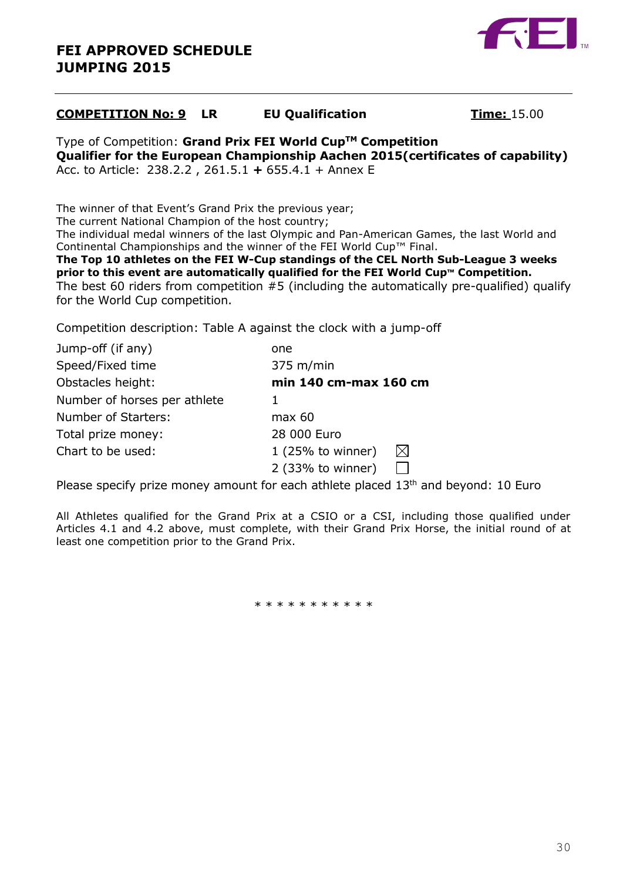## FEI APPROVED SCHEDULE JUMPING 2015

**COMPETITION No: 9** **LR** **EU Qualification** **Time:** 15.00

Type of Competition: **Grand Prix FEI World Cup$^{TM}$ Competition**
**Qualifier for the European Championship Aachen 2015(certificates of capability)**
Acc. to Article: 238.2.2 , 261.5.1 **+** 655.4.1 + Annex E

The winner of that Event's Grand Prix the previous year;
The current National Champion of the host country;
The individual medal winners of the last Olympic and Pan-American Games, the last World and Continental Championships and the winner of the FEI World Cup™ Final.
**The Top 10 athletes on the FEI W-Cup standings of the CEL North Sub-League 3 weeks prior to this event are automatically qualified for the FEI World Cup™ Competition.**
The best 60 riders from competition #5 (including the automatically pre-qualified) qualify for the World Cup competition.

Competition description: Table A against the clock with a jump-off

| | |
|---|---|
| Jump-off (if any) | one |
| Speed/Fixed time | 375 m/min |
| Obstacles height: | **min 140 cm-max 160 cm** |
| Number of horses per athlete | 1 |
| Number of Starters: | max 60 |
| Total prize money: | 28 000 Euro |
| Chart to be used: | 1 (25% to winner) ☒ |
| | 2 (33% to winner) ☐ |

Please specify prize money amount for each athlete placed 13th and beyond: 10 Euro

All Athletes qualified for the Grand Prix at a CSIO or a CSI, including those qualified under Articles 4.1 and 4.2 above, must complete, with their Grand Prix Horse, the initial round of at least one competition prior to the Grand Prix.

* * * * * * * * * * *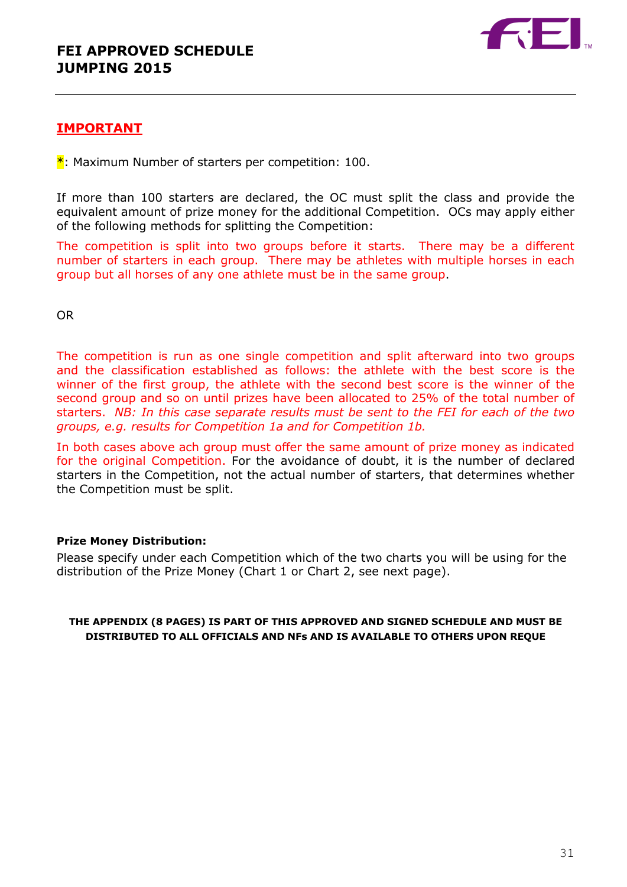## IMPORTANT

*: Maximum Number of starters per competition: 100.

If more than 100 starters are declared, the OC must split the class and provide the equivalent amount of prize money for the additional Competition. OCs may apply either of the following methods for splitting the Competition:

The competition is split into two groups before it starts. There may be a different number of starters in each group. There may be athletes with multiple horses in each group but all horses of any one athlete must be in the same group.

OR

The competition is run as one single competition and split afterward into two groups and the classification established as follows: the athlete with the best score is the winner of the first group, the athlete with the second best score is the winner of the second group and so on until prizes have been allocated to 25% of the total number of starters. *NB: In this case separate results must be sent to the FEI for each of the two groups, e.g. results for Competition 1a and for Competition 1b.*

In both cases above ach group must offer the same amount of prize money as indicated for the original Competition. For the avoidance of doubt, it is the number of declared starters in the Competition, not the actual number of starters, that determines whether the Competition must be split.

**Prize Money Distribution:**

Please specify under each Competition which of the two charts you will be using for the distribution of the Prize Money (Chart 1 or Chart 2, see next page).

**THE APPENDIX (8 PAGES) IS PART OF THIS APPROVED AND SIGNED SCHEDULE AND MUST BE DISTRIBUTED TO ALL OFFICIALS AND NFs AND IS AVAILABLE TO OTHERS UPON REQUE**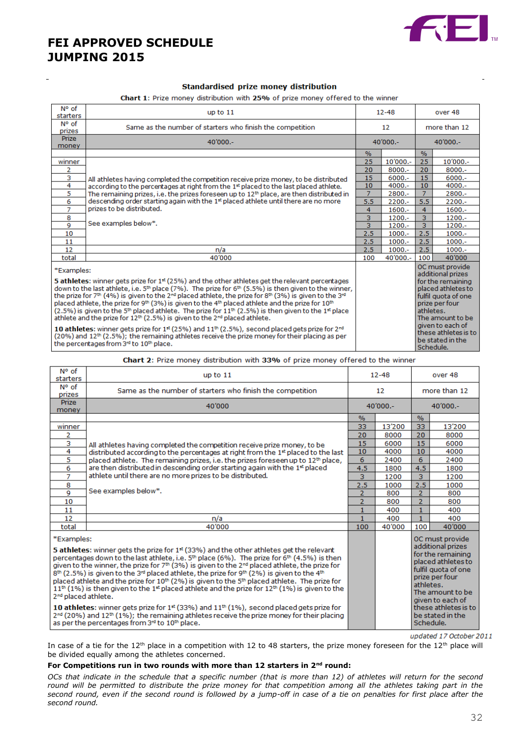# FEI APPROVED SCHEDULE JUMPING 2015

**Standardised prize money distribution**

**Chart 1**: Prize money distribution with **25%** of prize money offered to the winner

| N° of starters | up to 11 | 12-48 | | over 48 | |
|---|---|---|---|---|---|
| N° of prizes | Same as the number of starters who finish the competition | 12 | | more than 12 | |
| Prize money | 40'000.- | 40'000.- | | 40'000.- | |
| | | % | | % | |
| winner | All athletes having completed the competition receive prize money, to be distributed according to the percentages at right from the 1st placed to the last placed athlete. The remaining prizes, i.e. the prizes foreseen up to 12th place, are then distributed in descending order starting again with the 1st placed athlete until there are no more prizes to be distributed. See examples below*. | 25 | 10'000.- | 25 | 10'000.- |
| 2 | | 20 | 8000.- | 20 | 8000.- |
| 3 | | 15 | 6000.- | 15 | 6000.- |
| 4 | | 10 | 4000.- | 10 | 4000.- |
| 5 | | 7 | 2800.- | 7 | 2800.- |
| 6 | | 5.5 | 2200.- | 5.5 | 2200.- |
| 7 | | 4 | 1600.- | 4 | 1600.- |
| 8 | | 3 | 1200.- | 3 | 1200.- |
| 9 | | 3 | 1200.- | 3 | 1200.- |
| 10 | | 2.5 | 1000.- | 2.5 | 1000.- |
| 11 | | 2.5 | 1000.- | 2.5 | 1000.- |
| 12 | n/a | 2.5 | 1000.- | 2.5 | 1000.- |
| total | 40'000 | 100 | 40'000.- | 100 | 40'000 |

*Examples:

**5 athletes**: winner gets prize for 1st (25%) and the other athletes get the relevant percentages down to the last athlete, i.e. 5th place (7%). The prize for 6th (5.5%) is then given to the winner, the prize for 7th (4%) is given to the 2nd placed athlete, the prize for 8th (3%) is given to the 3rd placed athlete, the prize for 9th (3%) is given to the 4th placed athlete and the prize for 10th (2.5%) is given to the 5th placed athlete. The prize for 11th (2.5%) is then given to the 1st place athlete and the prize for 12th (2.5%) is given to the 2nd placed athlete.

**10 athletes**: winner gets prize for 1st (25%) and 11th (2.5%), second placed gets prize for 2nd (20%) and 12th (2.5%); the remaining athletes receive the prize money for their placing as per the percentages from 3rd to 10th place.

(over 48) OC must provide additional prizes for the remaining placed athletes to fulfil quota of one prize per four athletes. The amount to be given to each of these athletes is to be stated in the Schedule.

**Chart 2**: Prize money distribution with **33%** of prize money offered to the winner

| N° of starters | up to 11 | 12-48 | | over 48 | |
|---|---|---|---|---|---|
| N° of prizes | Same as the number of starters who finish the competition | 12 | | more than 12 | |
| Prize money | 40'000 | 40'000.- | | 40'000.- | |
| | | % | | % | |
| winner | All athletes having completed the competition receive prize money, to be distributed according to the percentages at right from the 1st placed to the last placed athlete. The remaining prizes, i.e. the prizes foreseen up to 12th place, are then distributed in descending order starting again with the 1st placed athlete until there are no more prizes to be distributed. See examples below*. | 33 | 13'200 | 33 | 13'200 |
| 2 | | 20 | 8000 | 20 | 8000 |
| 3 | | 15 | 6000 | 15 | 6000 |
| 4 | | 10 | 4000 | 10 | 4000 |
| 5 | | 6 | 2400 | 6 | 2400 |
| 6 | | 4.5 | 1800 | 4.5 | 1800 |
| 7 | | 3 | 1200 | 3 | 1200 |
| 8 | | 2.5 | 1000 | 2.5 | 1000 |
| 9 | | 2 | 800 | 2 | 800 |
| 10 | | 2 | 800 | 2 | 800 |
| 11 | | 1 | 400 | 1 | 400 |
| 12 | n/a | 1 | 400 | 1 | 400 |
| total | 40'000 | 100 | 40'000 | 100 | 40'000 |

*Examples:

**5 athletes**: winner gets the prize for 1st (33%) and the other athletes get the relevant percentages down to the last athlete, i.e. 5th place (6%). The prize for 6th (4.5%) is then given to the winner, the prize for 7th (3%) is given to the 2nd placed athlete, the prize for 8th (2.5%) is given to the 3rd placed athlete, the prize for 9th (2%) is given to the 4th placed athlete and the prize for 10th (2%) is given to the 5th placed athlete. The prize for 11th (1%) is then given to the 1st placed athlete and the prize for 12th (1%) is given to the 2nd placed athlete.

**10 athletes**: winner gets prize for 1st (33%) and 11th (1%), second placed gets prize for 2nd (20%) and 12th (1%); the remaining athletes receive the prize money for their placing as per the percentages from 3rd to 10th place.

(over 48) OC must provide additional prizes for the remaining placed athletes to fulfil quota of one prize per four athletes. The amount to be given to each of these athletes is to be stated in the Schedule.

*updated 17 October 2011*

In case of a tie for the 12th place in a competition with 12 to 48 starters, the prize money foreseen for the 12th place will be divided equally among the athletes concerned.

**For Competitions run in two rounds with more than 12 starters in 2nd round:**

*OCs that indicate in the schedule that a specific number (that is more than 12) of athletes will return for the second round will be permitted to distribute the prize money for that competition among all the athletes taking part in the second round, even if the second round is followed by a jump-off in case of a tie on penalties for first place after the second round.*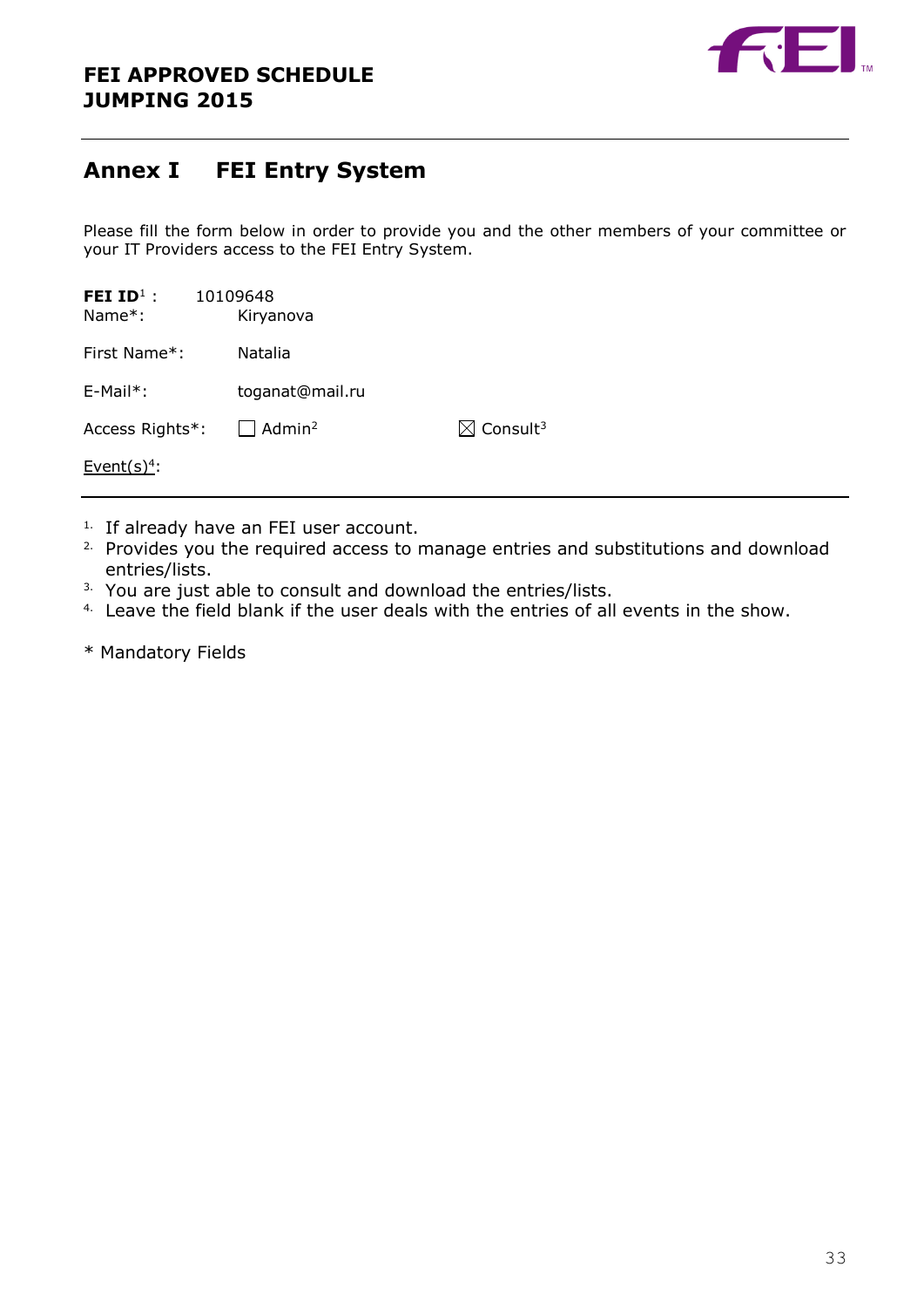## Annex I FEI Entry System

Please fill the form below in order to provide you and the other members of your committee or your IT Providers access to the FEI Entry System.

**FEI ID**[1] : 10109648
Name*: Kiryanova

First Name*: Natalia

E-Mail*: toganat@mail.ru

Access Rights*: ☐ Admin[2] ☒ Consult[3]

Event(s)[4]:

---

1. If already have an FEI user account.
2. Provides you the required access to manage entries and substitutions and download entries/lists.
3. You are just able to consult and download the entries/lists.
4. Leave the field blank if the user deals with the entries of all events in the show.

* Mandatory Fields